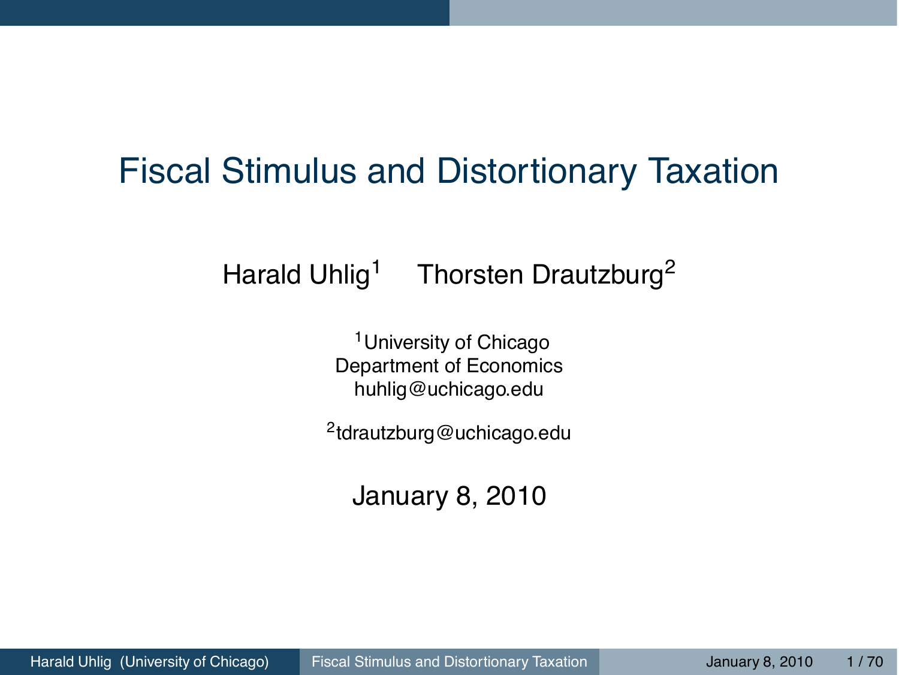# Fiscal Stimulus and Distortionary Taxation

Harald Uhlig[1] Thorsten Drautzburg[2]

[1]University of Chicago
Department of Economics
huhlig@uchicago.edu

[2]tdrautzburg@uchicago.edu

January 8, 2010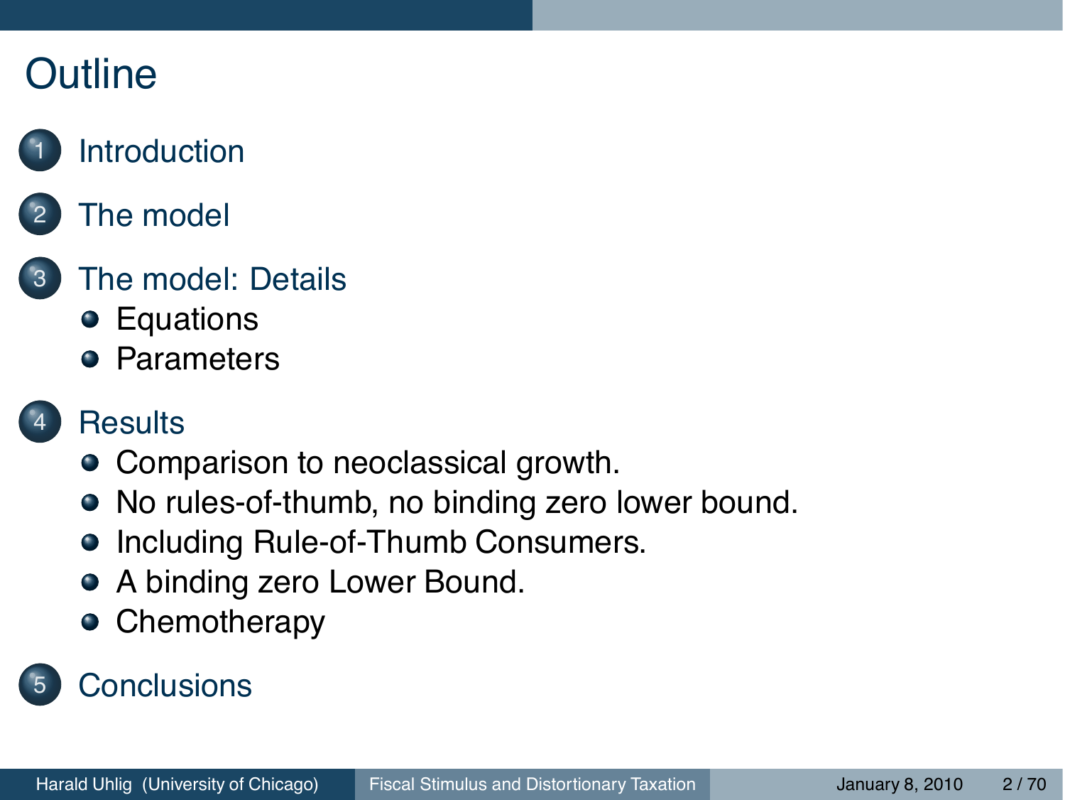# Outline

1. Introduction
2. The model
3. The model: Details
   - Equations
   - Parameters
4. Results
   - Comparison to neoclassical growth.
   - No rules-of-thumb, no binding zero lower bound.
   - Including Rule-of-Thumb Consumers.
   - A binding zero Lower Bound.
   - Chemotherapy
5. Conclusions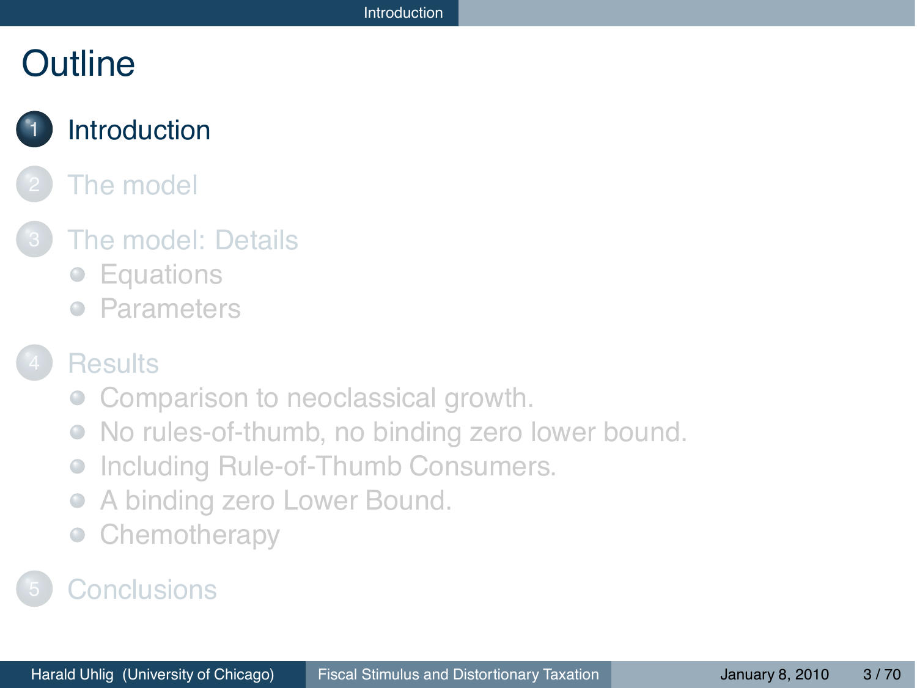# Outline

1. Introduction
2. The model
3. The model: Details
   - Equations
   - Parameters
4. Results
   - Comparison to neoclassical growth.
   - No rules-of-thumb, no binding zero lower bound.
   - Including Rule-of-Thumb Consumers.
   - A binding zero Lower Bound.
   - Chemotherapy
5. Conclusions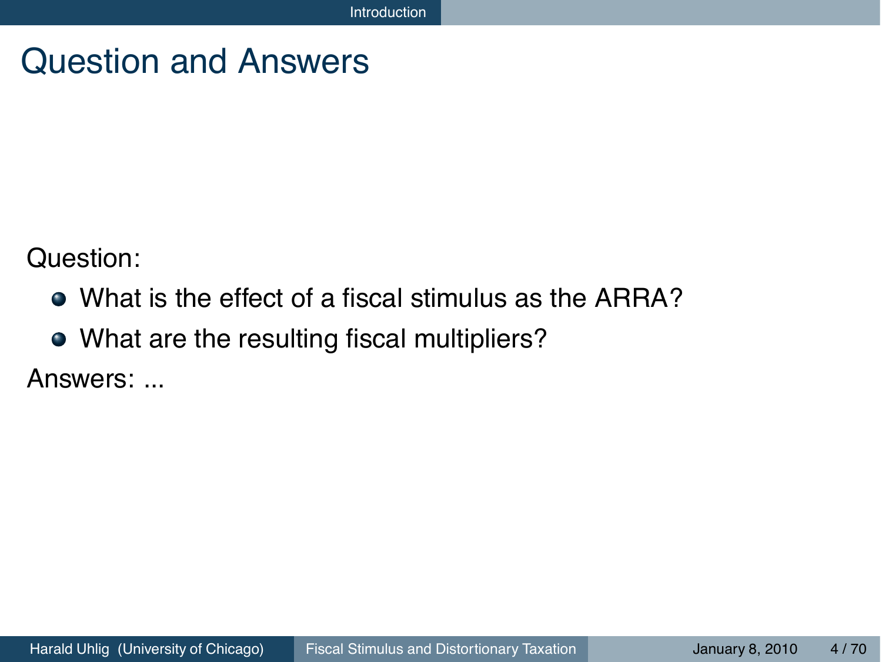# Question and Answers

Question:

- What is the effect of a fiscal stimulus as the ARRA?
- What are the resulting fiscal multipliers?

Answers: ...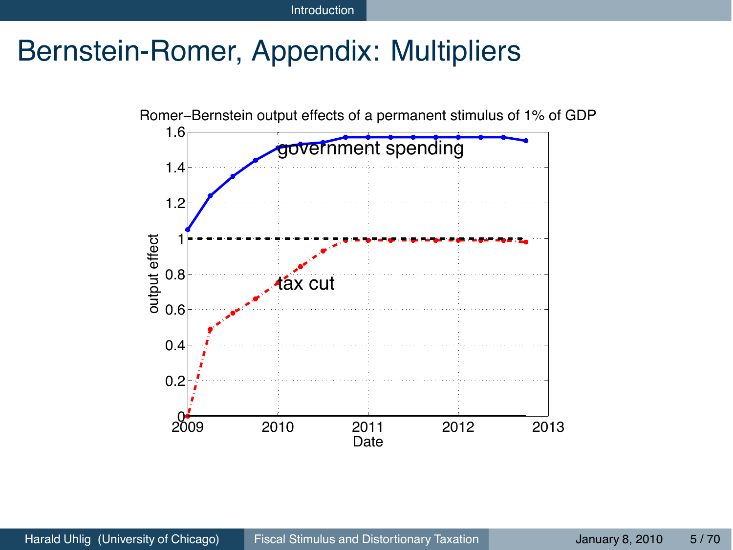# Bernstein-Romer, Appendix: Multipliers

Romer–Bernstein output effects of a permanent stimulus of 1% of GDP

| Date | government spending | tax cut |
|---|---|---|
| 2009 | 1.05 | 0 |
| | 1.24 | 0.49 |
| | 1.35 | 0.58 |
| | 1.44 | 0.66 |
| 2010 | 1.51 | 0.75 |
| | 1.53 | 0.84 |
| | 1.54 | 0.93 |
| | 1.57 | 0.99 |
| 2011 | 1.57 | 0.99 |
| | 1.57 | 0.99 |
| | 1.57 | 0.99 |
| | 1.57 | 0.99 |
| 2012 | 1.57 | 0.99 |
| | 1.57 | 0.99 |
| | 1.57 | 0.99 |
| | 1.55 | 0.98 |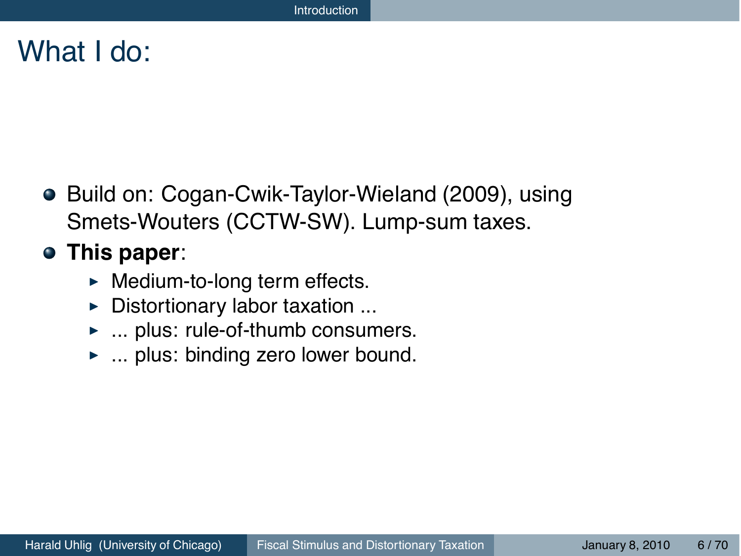# What I do:

- Build on: Cogan-Cwik-Taylor-Wieland (2009), using Smets-Wouters (CCTW-SW). Lump-sum taxes.
- **This paper**:
  - Medium-to-long term effects.
  - Distortionary labor taxation ...
  - ... plus: rule-of-thumb consumers.
  - ... plus: binding zero lower bound.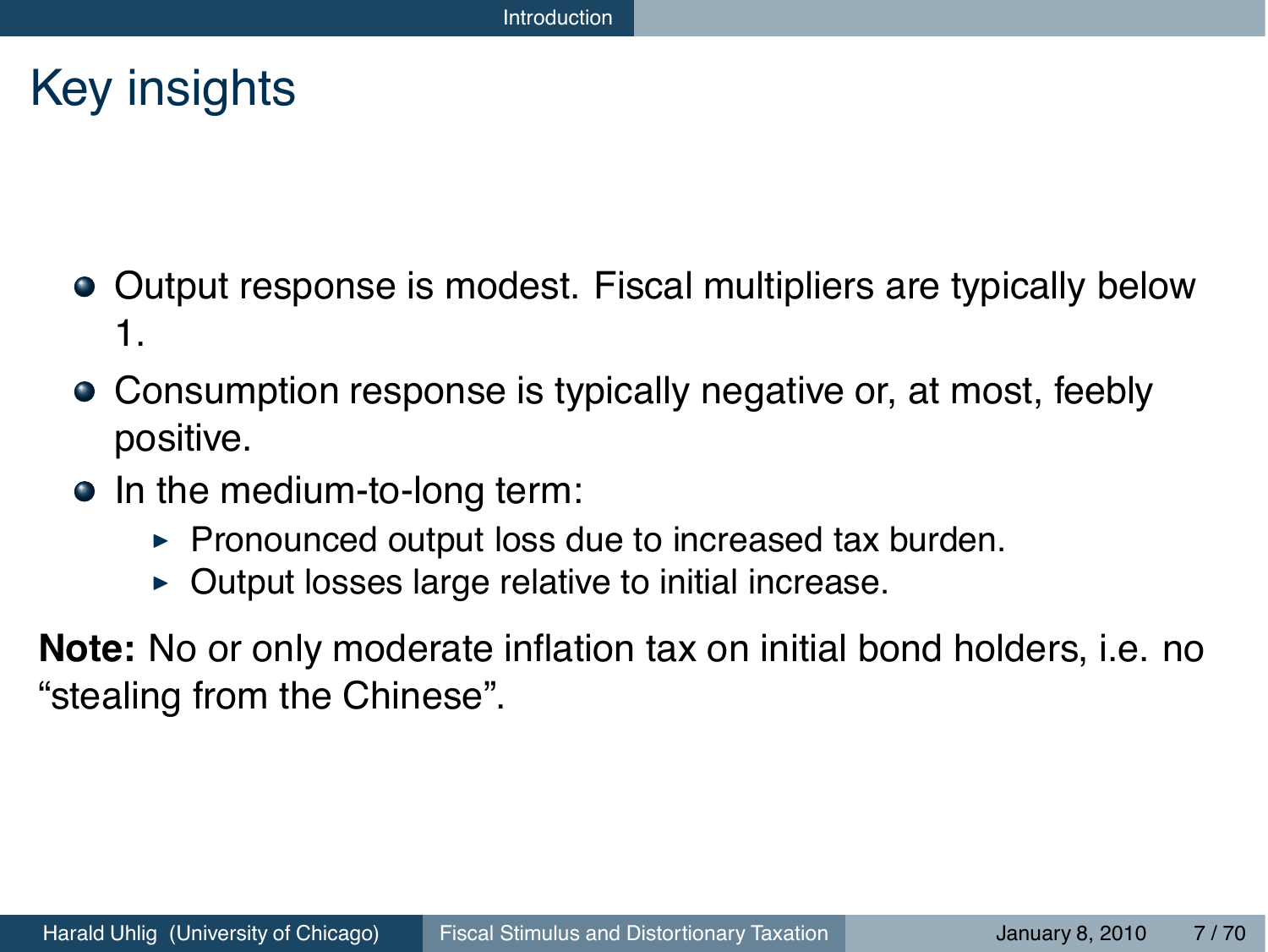# Key insights

- Output response is modest. Fiscal multipliers are typically below 1.
- Consumption response is typically negative or, at most, feebly positive.
- In the medium-to-long term:
  - Pronounced output loss due to increased tax burden.
  - Output losses large relative to initial increase.

**Note:** No or only moderate inflation tax on initial bond holders, i.e. no “stealing from the Chinese”.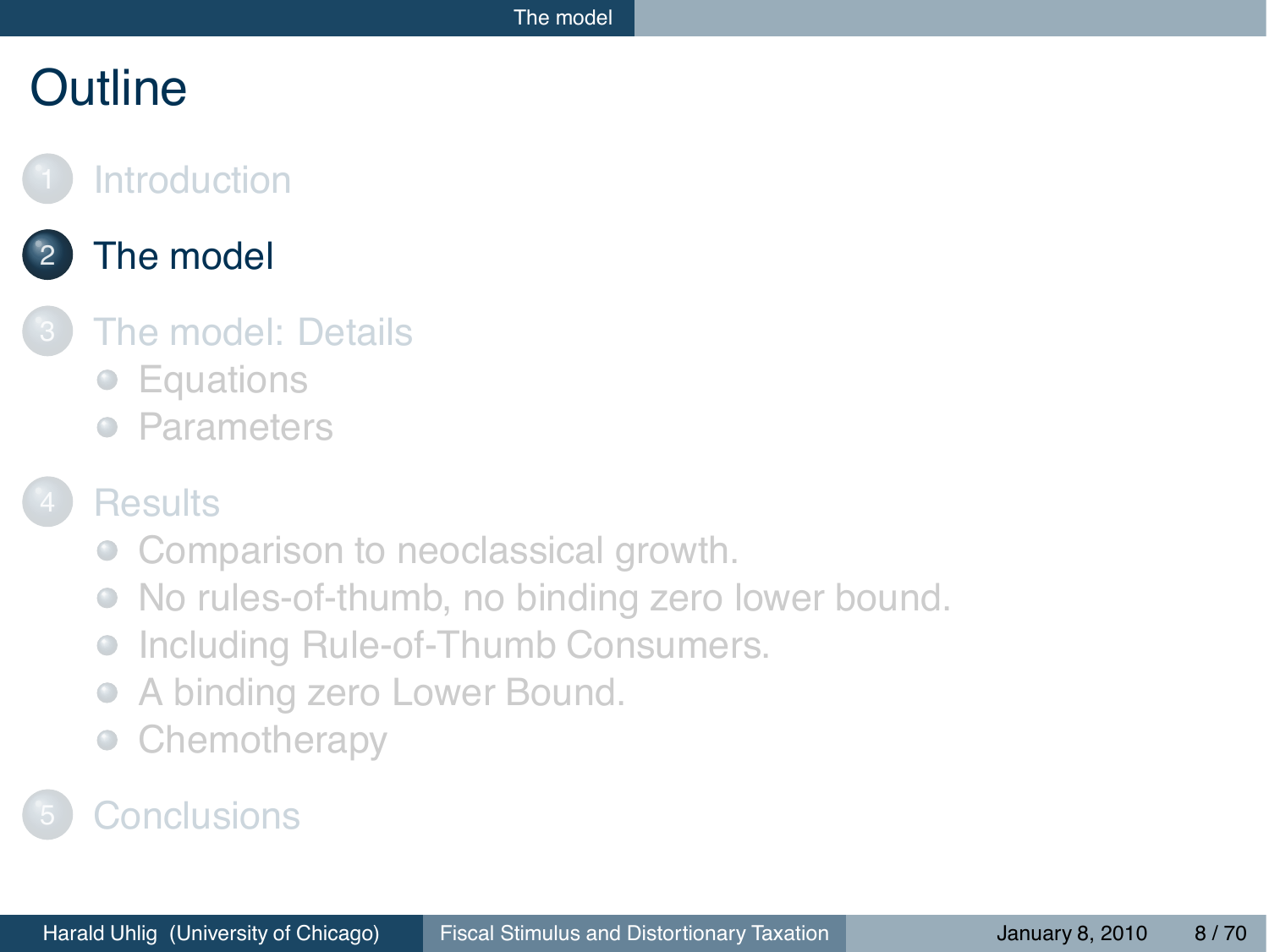# Outline

1. Introduction
2. The model
3. The model: Details
   - Equations
   - Parameters
4. Results
   - Comparison to neoclassical growth.
   - No rules-of-thumb, no binding zero lower bound.
   - Including Rule-of-Thumb Consumers.
   - A binding zero Lower Bound.
   - Chemotherapy
5. Conclusions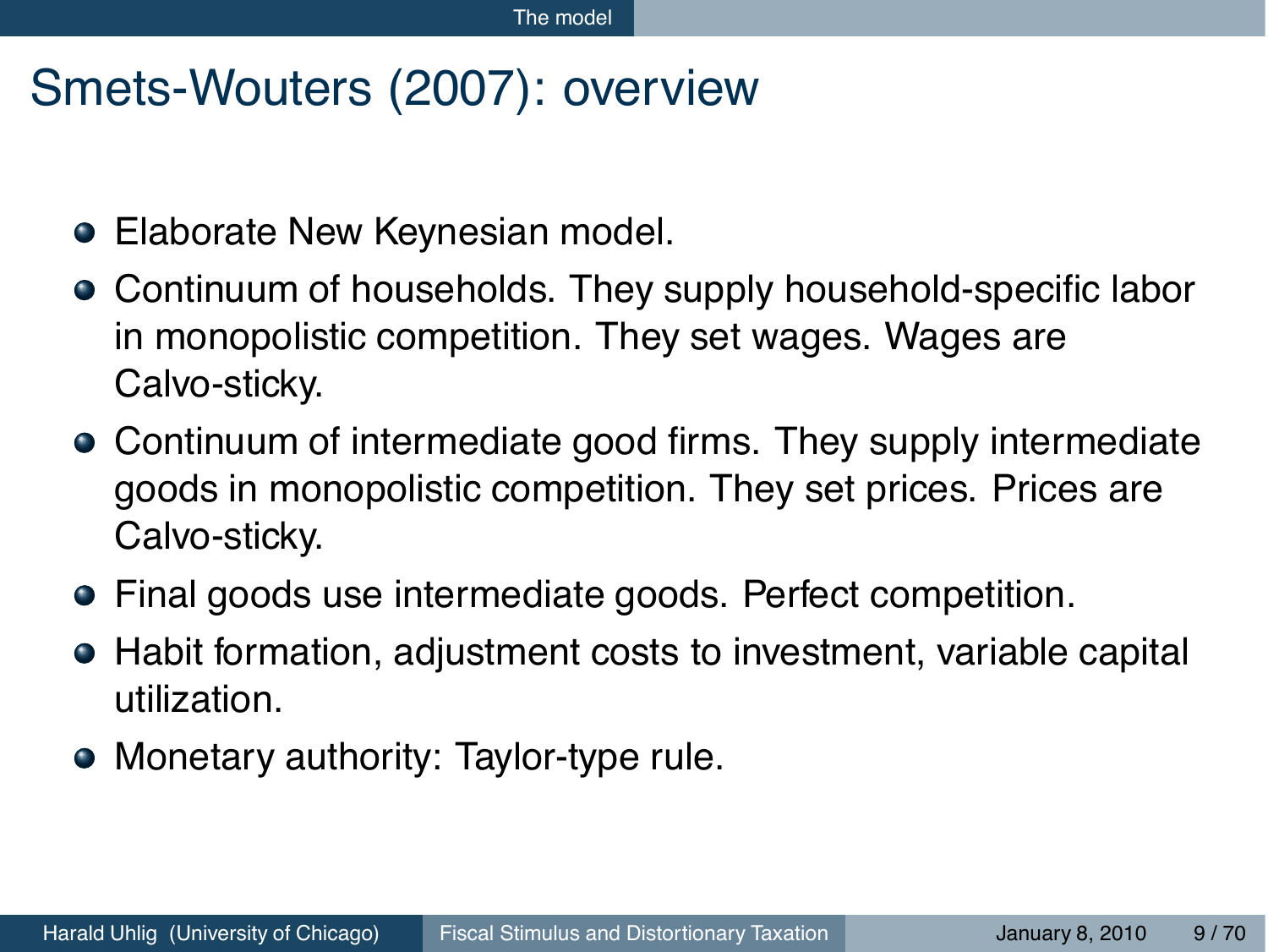# Smets-Wouters (2007): overview

- Elaborate New Keynesian model.
- Continuum of households. They supply household-specific labor in monopolistic competition. They set wages. Wages are Calvo-sticky.
- Continuum of intermediate good firms. They supply intermediate goods in monopolistic competition. They set prices. Prices are Calvo-sticky.
- Final goods use intermediate goods. Perfect competition.
- Habit formation, adjustment costs to investment, variable capital utilization.
- Monetary authority: Taylor-type rule.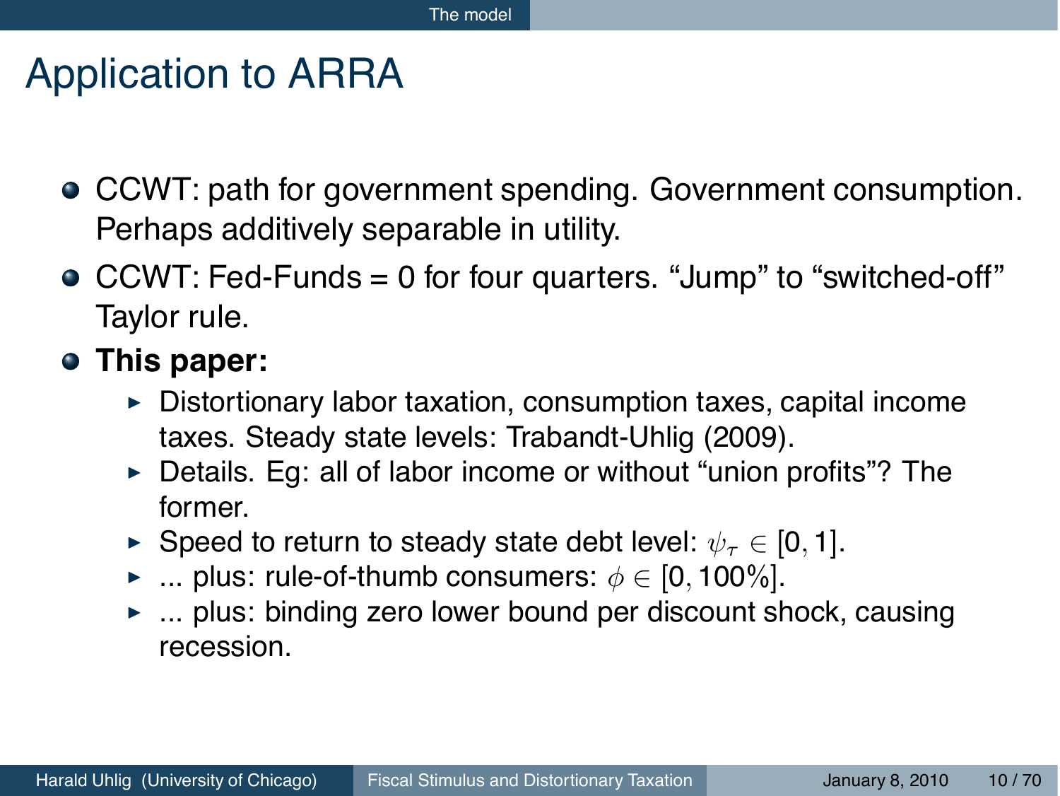# Application to ARRA

- CCWT: path for government spending. Government consumption. Perhaps additively separable in utility.
- CCWT: Fed-Funds = 0 for four quarters. "Jump" to "switched-off" Taylor rule.
- **This paper:**
  - Distortionary labor taxation, consumption taxes, capital income taxes. Steady state levels: Trabandt-Uhlig (2009).
  - Details. Eg: all of labor income or without "union profits"? The former.
  - Speed to return to steady state debt level: $\psi_\tau \in [0, 1]$.
  - ... plus: rule-of-thumb consumers: $\phi \in [0, 100\%]$.
  - ... plus: binding zero lower bound per discount shock, causing recession.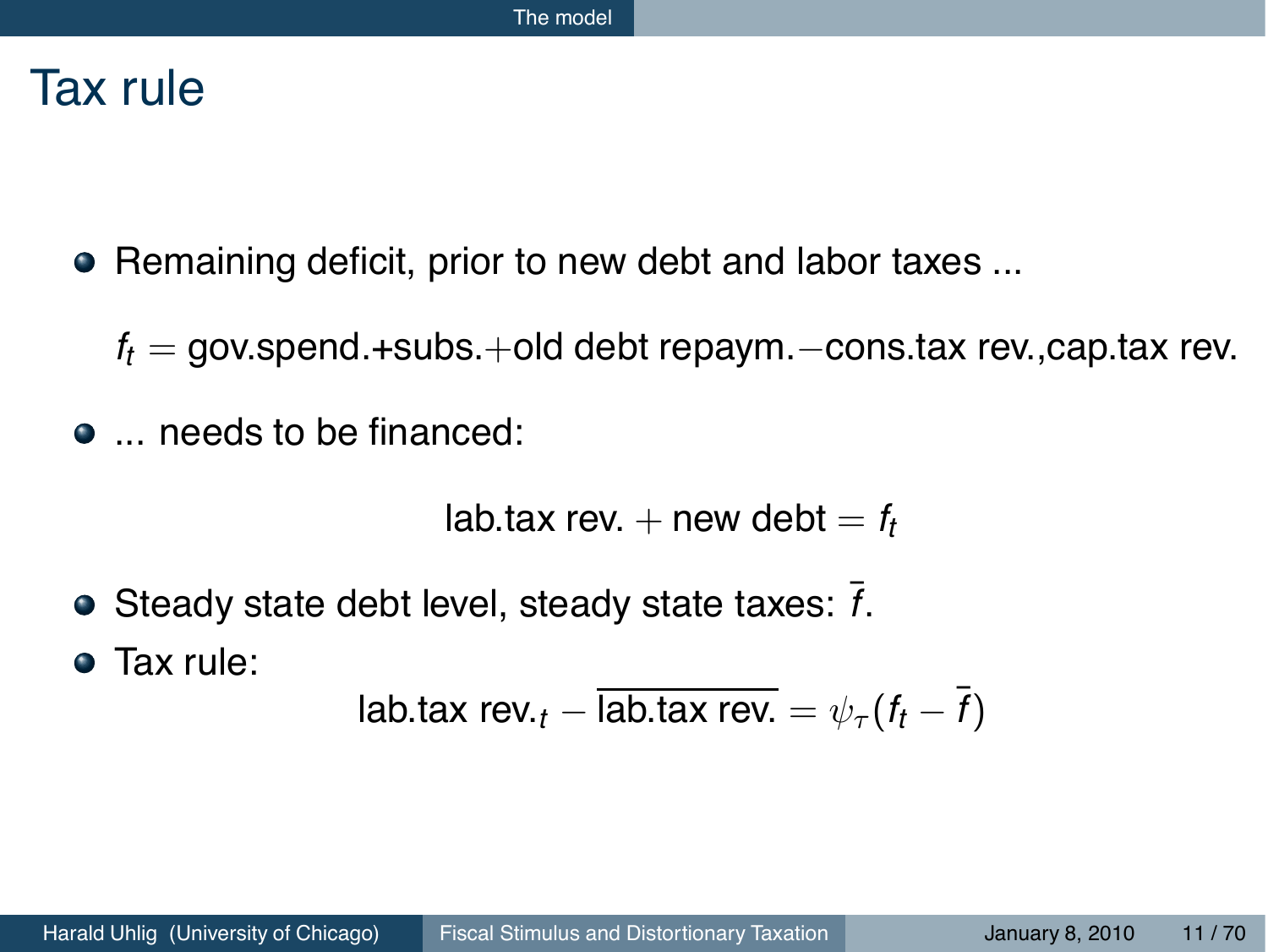# Tax rule

- Remaining deficit, prior to new debt and labor taxes ...

  $f_t =$ gov.spend.+subs.$+$old debt repaym.$-$cons.tax rev.,cap.tax rev.

- ... needs to be financed:

$$\text{lab.tax rev.} + \text{new debt} = f_t$$

- Steady state debt level, steady state taxes: $\bar{f}$.
- Tax rule:

$$\text{lab.tax rev.}_t - \overline{\text{lab.tax rev.}} = \psi_\tau (f_t - \bar{f})$$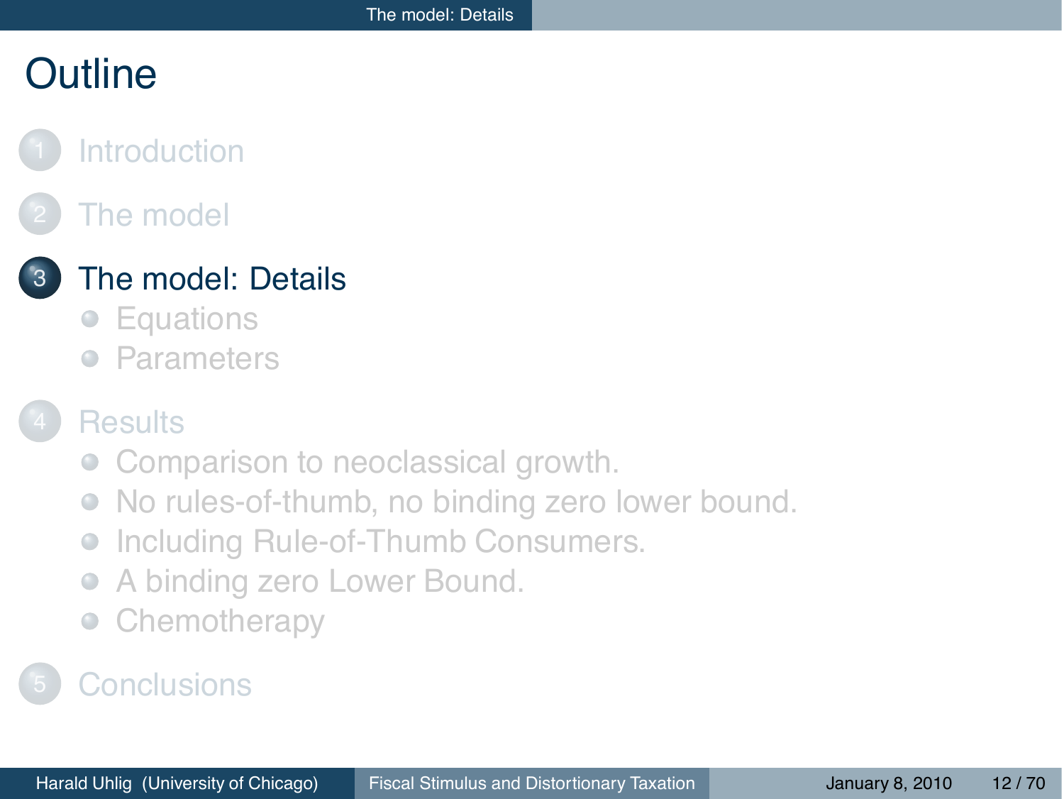# Outline

1. Introduction
2. The model
3. The model: Details
   - Equations
   - Parameters
4. Results
   - Comparison to neoclassical growth.
   - No rules-of-thumb, no binding zero lower bound.
   - Including Rule-of-Thumb Consumers.
   - A binding zero Lower Bound.
   - Chemotherapy
5. Conclusions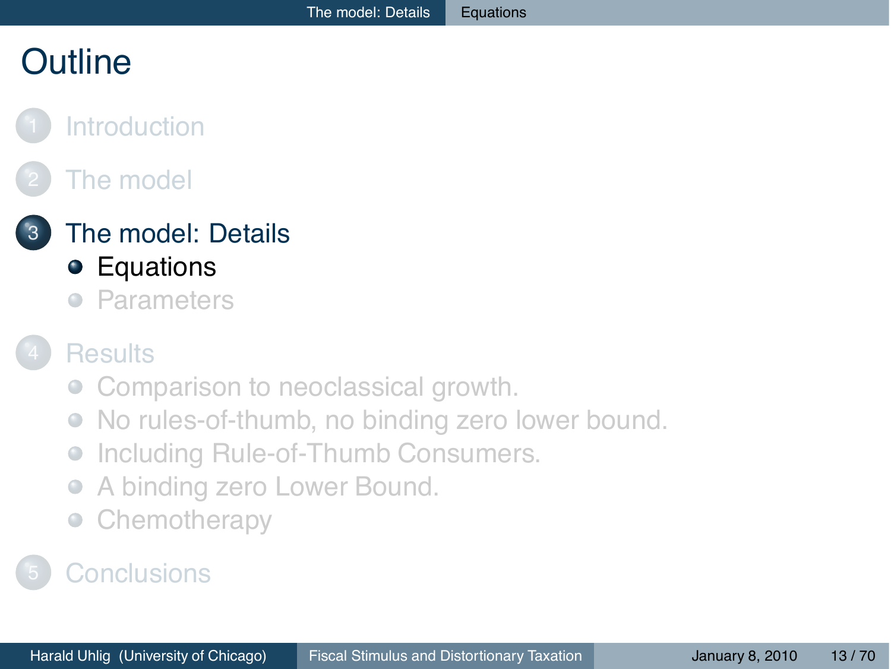# Outline

1. Introduction
2. The model
3. The model: Details
   - Equations
   - Parameters
4. Results
   - Comparison to neoclassical growth.
   - No rules-of-thumb, no binding zero lower bound.
   - Including Rule-of-Thumb Consumers.
   - A binding zero Lower Bound.
   - Chemotherapy
5. Conclusions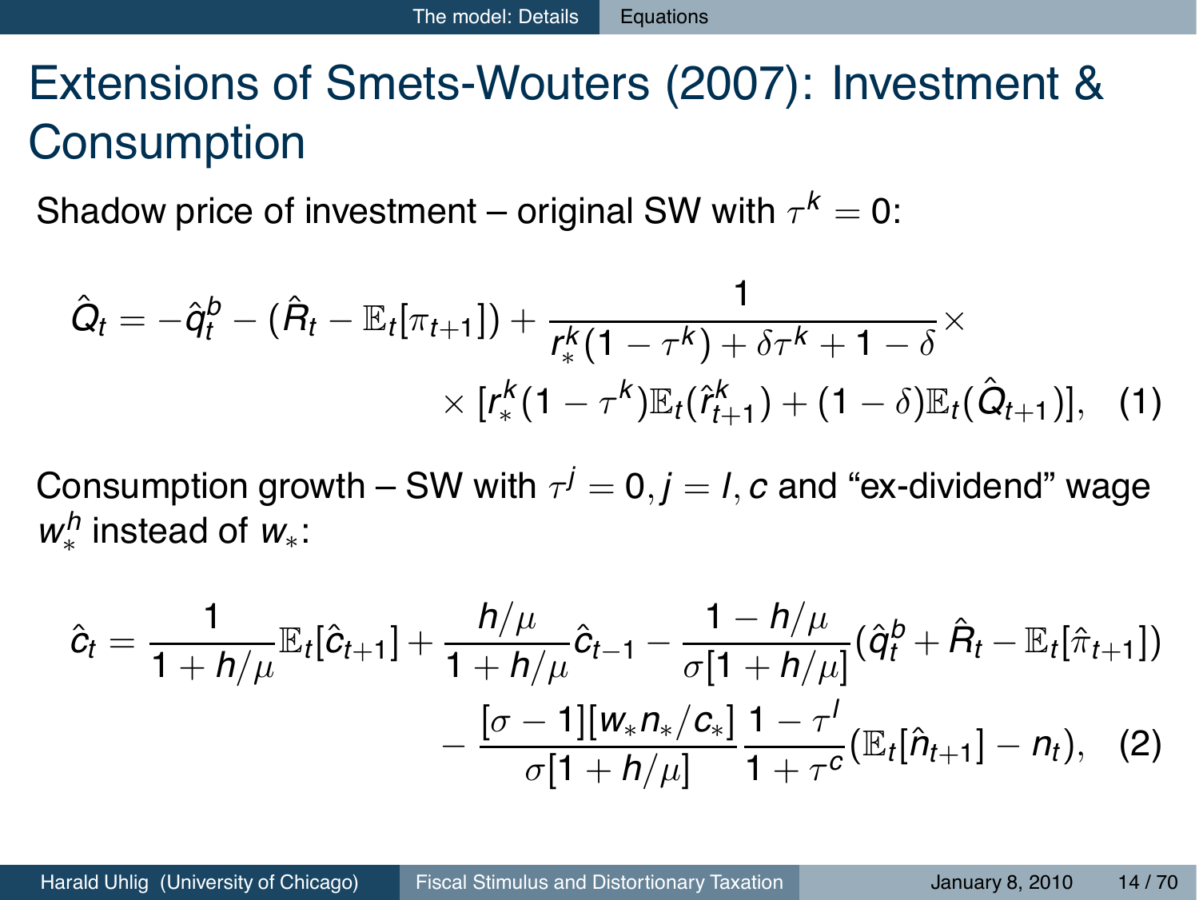# Extensions of Smets-Wouters (2007): Investment & Consumption

Shadow price of investment – original SW with $\tau^k = 0$:

$$\hat{Q}_t = -\hat{q}_t^b - (\hat{R}_t - \mathbb{E}_t[\pi_{t+1}]) + \frac{1}{r_*^k(1-\tau^k) + \delta\tau^k + 1 - \delta} \times$$
$$\times [r_*^k(1-\tau^k)\mathbb{E}_t(\hat{r}_{t+1}^k) + (1-\delta)\mathbb{E}_t(\hat{Q}_{t+1})], \quad (1)$$

Consumption growth – SW with $\tau^j = 0, j = l, c$ and "ex-dividend" wage $w_*^h$ instead of $w_*$:

$$\hat{c}_t = \frac{1}{1+h/\mu}\mathbb{E}_t[\hat{c}_{t+1}] + \frac{h/\mu}{1+h/\mu}\hat{c}_{t-1} - \frac{1-h/\mu}{\sigma[1+h/\mu]}(\hat{q}_t^b + \hat{R}_t - \mathbb{E}_t[\hat{\pi}_{t+1}])$$
$$- \frac{[\sigma-1][w_* n_*/c_*]}{\sigma[1+h/\mu]}\frac{1-\tau^l}{1+\tau^c}(\mathbb{E}_t[\hat{n}_{t+1}] - n_t), \quad (2)$$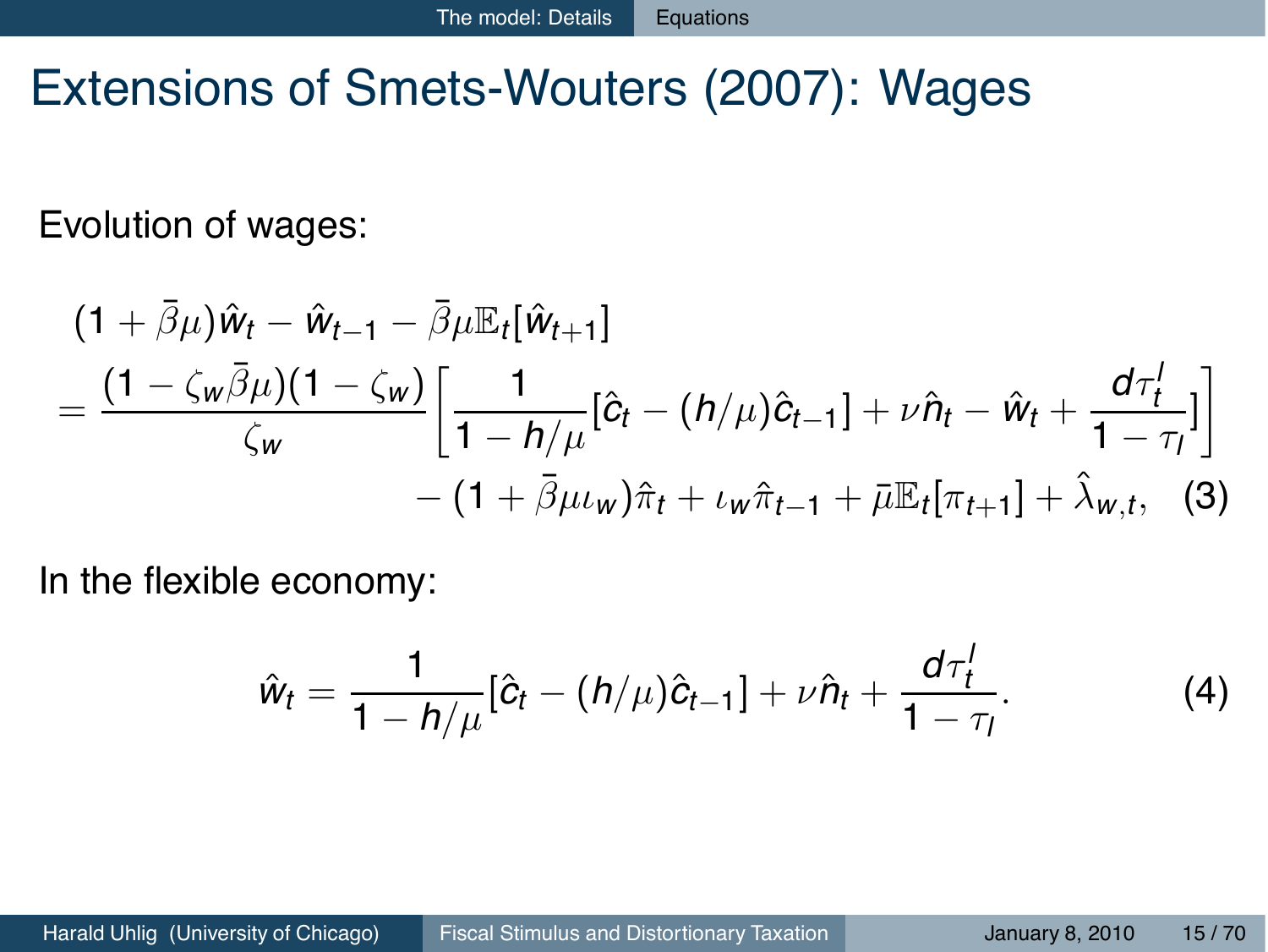# Extensions of Smets-Wouters (2007): Wages

Evolution of wages:

$$
\begin{aligned}
&(1+\bar{\beta}\mu)\hat{w}_t - \hat{w}_{t-1} - \bar{\beta}\mu\mathbb{E}_t[\hat{w}_{t+1}] \\
&= \frac{(1-\zeta_w\bar{\beta}\mu)(1-\zeta_w)}{\zeta_w}\left[\frac{1}{1-h/\mu}[\hat{c}_t - (h/\mu)\hat{c}_{t-1}] + \nu\hat{n}_t - \hat{w}_t + \frac{d\tau_t^l}{1-\tau_l}]\right] \\
&\qquad - (1+\bar{\beta}\mu\iota_w)\hat{\pi}_t + \iota_w\hat{\pi}_{t-1} + \bar{\mu}\mathbb{E}_t[\pi_{t+1}] + \hat{\lambda}_{w,t}, \quad (3)
\end{aligned}
$$

In the flexible economy:

$$
\hat{w}_t = \frac{1}{1-h/\mu}[\hat{c}_t - (h/\mu)\hat{c}_{t-1}] + \nu\hat{n}_t + \frac{d\tau_t^l}{1-\tau_l}. \quad (4)
$$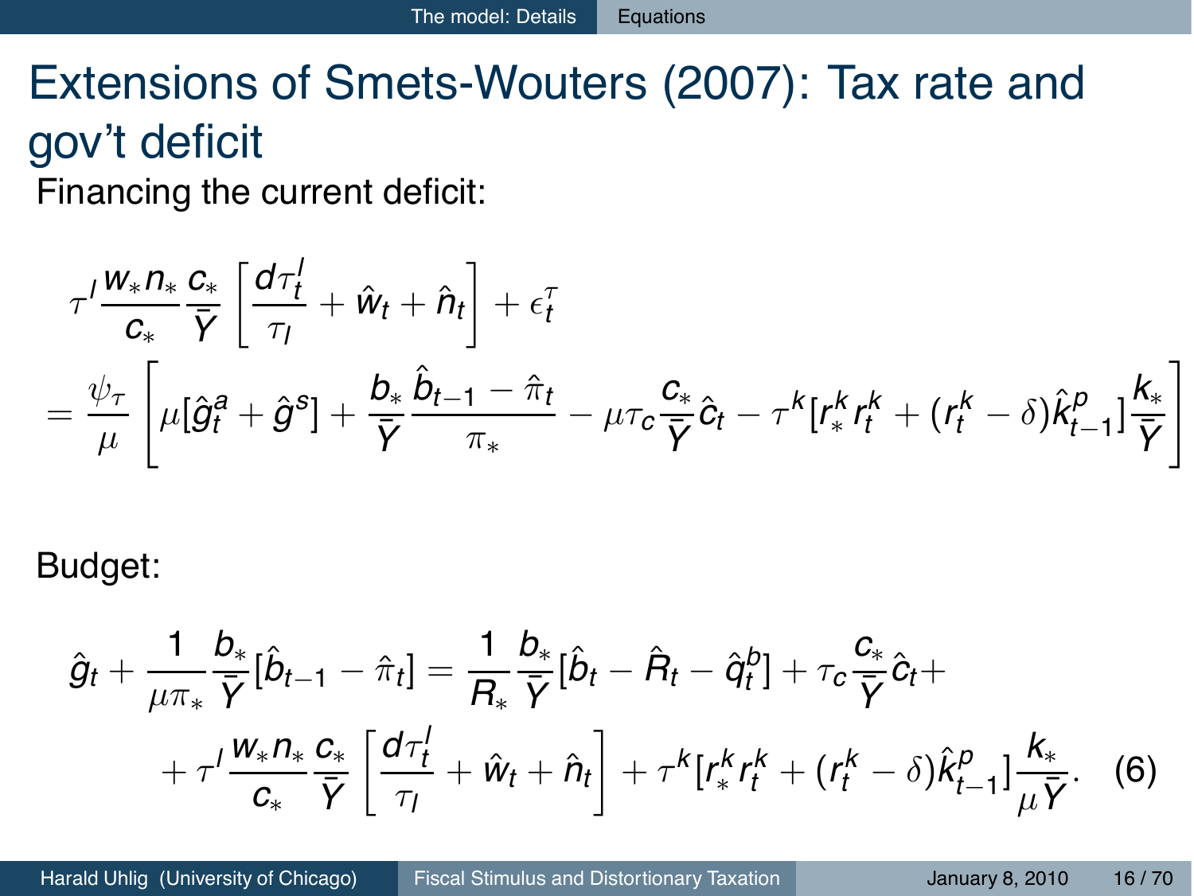# Extensions of Smets-Wouters (2007): Tax rate and gov't deficit

Financing the current deficit:

$$
\tau^l \frac{w_* n_*}{c_*} \frac{c_*}{\bar{Y}} \left[ \frac{d\tau_t^l}{\tau_l} + \hat{w}_t + \hat{n}_t \right] + \epsilon_t^\tau
$$

$$
= \frac{\psi_\tau}{\mu} \left[ \mu[\hat{g}_t^a + \hat{g}^s] + \frac{b_*}{\bar{Y}} \frac{\hat{b}_{t-1} - \hat{\pi}_t}{\pi_*} - \mu \tau_c \frac{c_*}{\bar{Y}} \hat{c}_t - \tau^k [r_*^k r_t^k + (r_t^k - \delta) \hat{k}_{t-1}^p] \frac{k_*}{\bar{Y}} \right]
$$

Budget:

$$
\hat{g}_t + \frac{1}{\mu \pi_*} \frac{b_*}{\bar{Y}} [\hat{b}_{t-1} - \hat{\pi}_t] = \frac{1}{R_*} \frac{b_*}{\bar{Y}} [\hat{b}_t - \hat{R}_t - \hat{q}_t^b] + \tau_c \frac{c_*}{\bar{Y}} \hat{c}_t +
$$

$$
+ \tau^l \frac{w_* n_*}{c_*} \frac{c_*}{\bar{Y}} \left[ \frac{d\tau_t^l}{\tau_l} + \hat{w}_t + \hat{n}_t \right] + \tau^k [r_*^k r_t^k + (r_t^k - \delta) \hat{k}_{t-1}^p] \frac{k_*}{\mu \bar{Y}}. \quad (6)
$$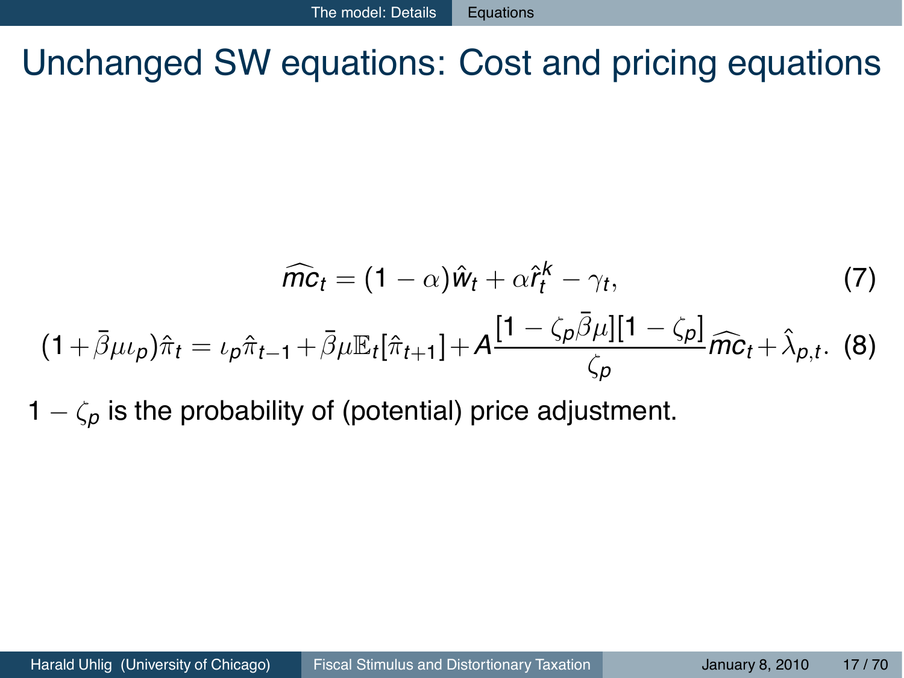# Unchanged SW equations: Cost and pricing equations

$$\widehat{mc}_t = (1-\alpha)\hat{w}_t + \alpha \hat{r}_t^k - \gamma_t, \tag{7}$$

$$(1+\bar{\beta}\mu\iota_p)\hat{\pi}_t = \iota_p \hat{\pi}_{t-1} + \bar{\beta}\mu \mathbb{E}_t[\hat{\pi}_{t+1}] + A\frac{[1-\zeta_p \bar{\beta}\mu][1-\zeta_p]}{\zeta_p}\widehat{mc}_t + \hat{\lambda}_{p,t}. \tag{8}$$

$1-\zeta_p$ is the probability of (potential) price adjustment.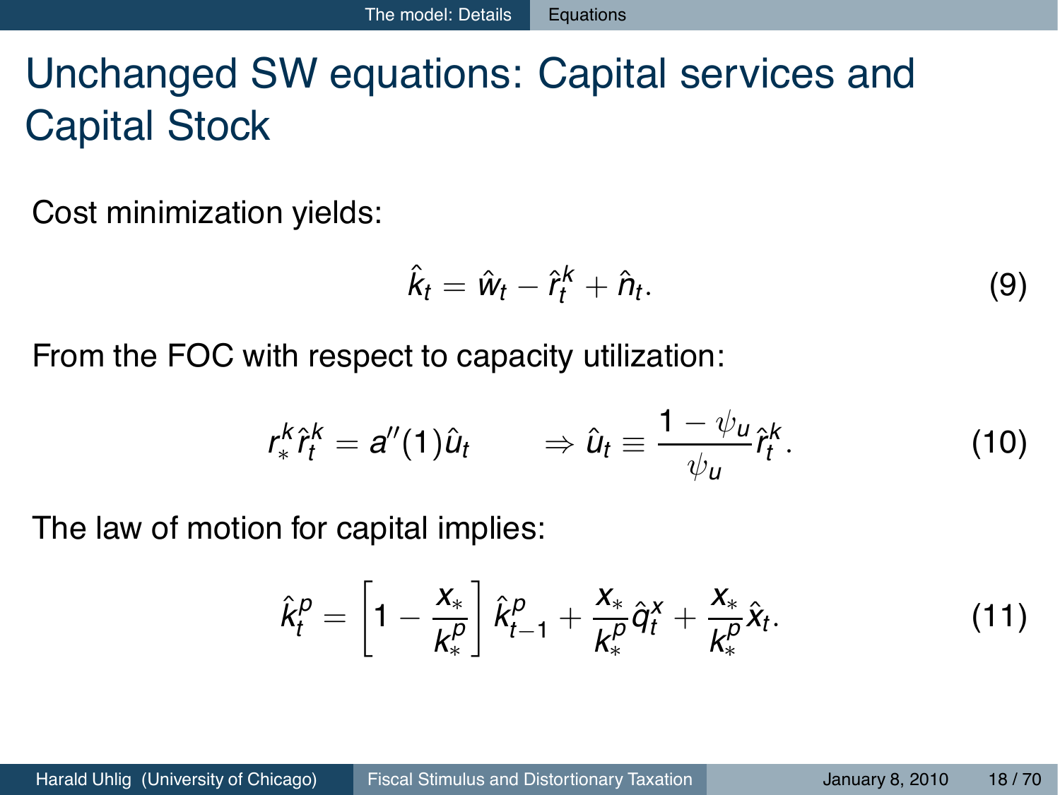# Unchanged SW equations: Capital services and Capital Stock

Cost minimization yields:

$$\hat{k}_t = \hat{w}_t - \hat{r}_t^k + \hat{n}_t. \tag{9}$$

From the FOC with respect to capacity utilization:

$$r_*^k \hat{r}_t^k = a''(1)\hat{u}_t \qquad \Rightarrow \hat{u}_t \equiv \frac{1-\psi_u}{\psi_u}\hat{r}_t^k. \tag{10}$$

The law of motion for capital implies:

$$\hat{k}_t^p = \left[1 - \frac{x_*}{k_*^p}\right]\hat{k}_{t-1}^p + \frac{x_*}{k_*^p}\hat{q}_t^x + \frac{x_*}{k_*^p}\hat{x}_t. \tag{11}$$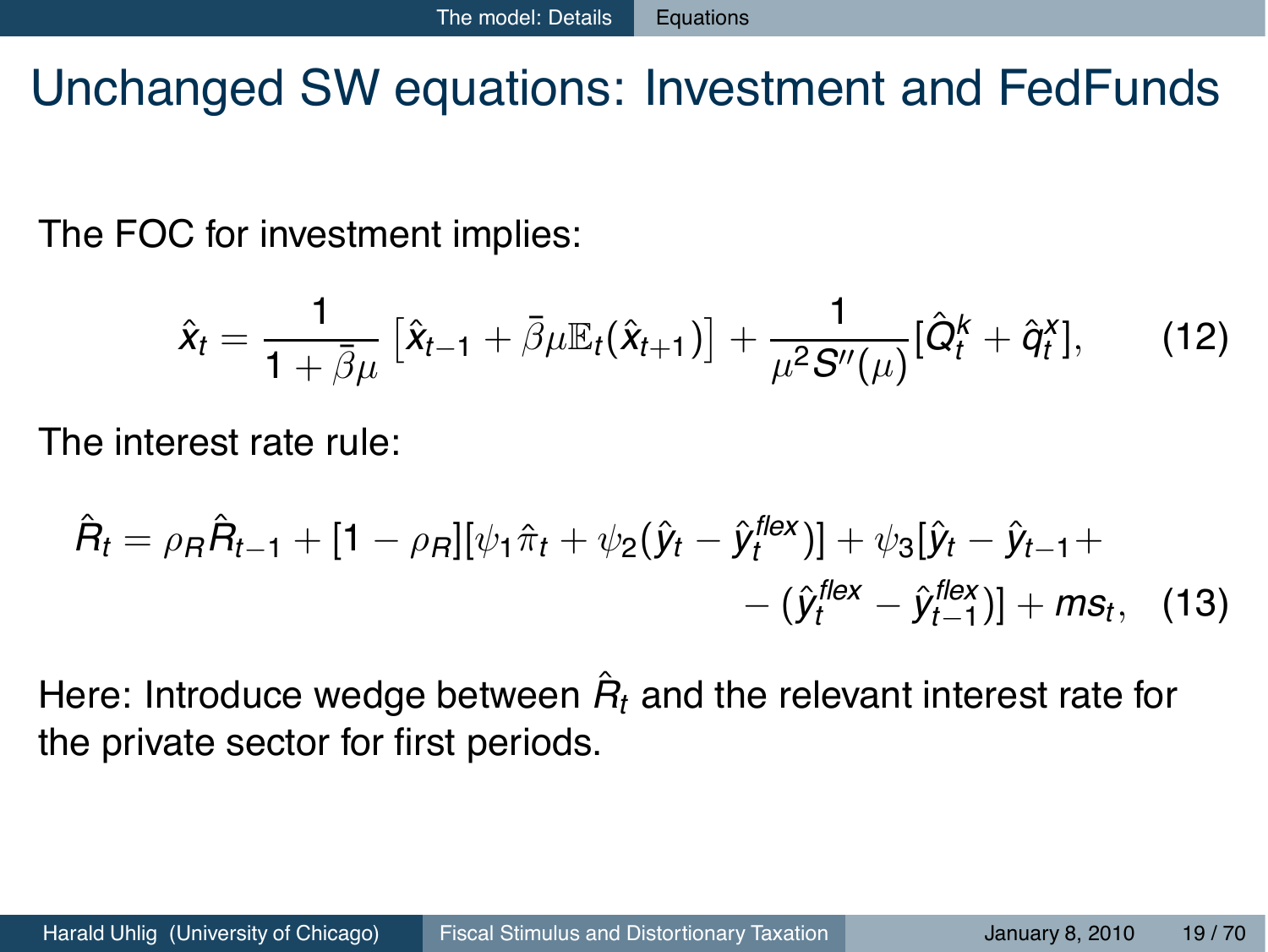# Unchanged SW equations: Investment and FedFunds

The FOC for investment implies:

$$\hat{x}_t = \frac{1}{1+\bar{\beta}\mu}\left[\hat{x}_{t-1} + \bar{\beta}\mu\mathbb{E}_t(\hat{x}_{t+1})\right] + \frac{1}{\mu^2 S''(\mu)}[\hat{Q}_t^k + \hat{q}_t^x], \tag{12}$$

The interest rate rule:

$$\hat{R}_t = \rho_R\hat{R}_{t-1} + [1-\rho_R][\psi_1\hat{\pi}_t + \psi_2(\hat{y}_t - \hat{y}_t^{flex})] + \psi_3[\hat{y}_t - \hat{y}_{t-1} + - (\hat{y}_t^{flex} - \hat{y}_{t-1}^{flex})] + ms_t, \tag{13}$$

Here: Introduce wedge between $\hat{R}_t$ and the relevant interest rate for the private sector for first periods.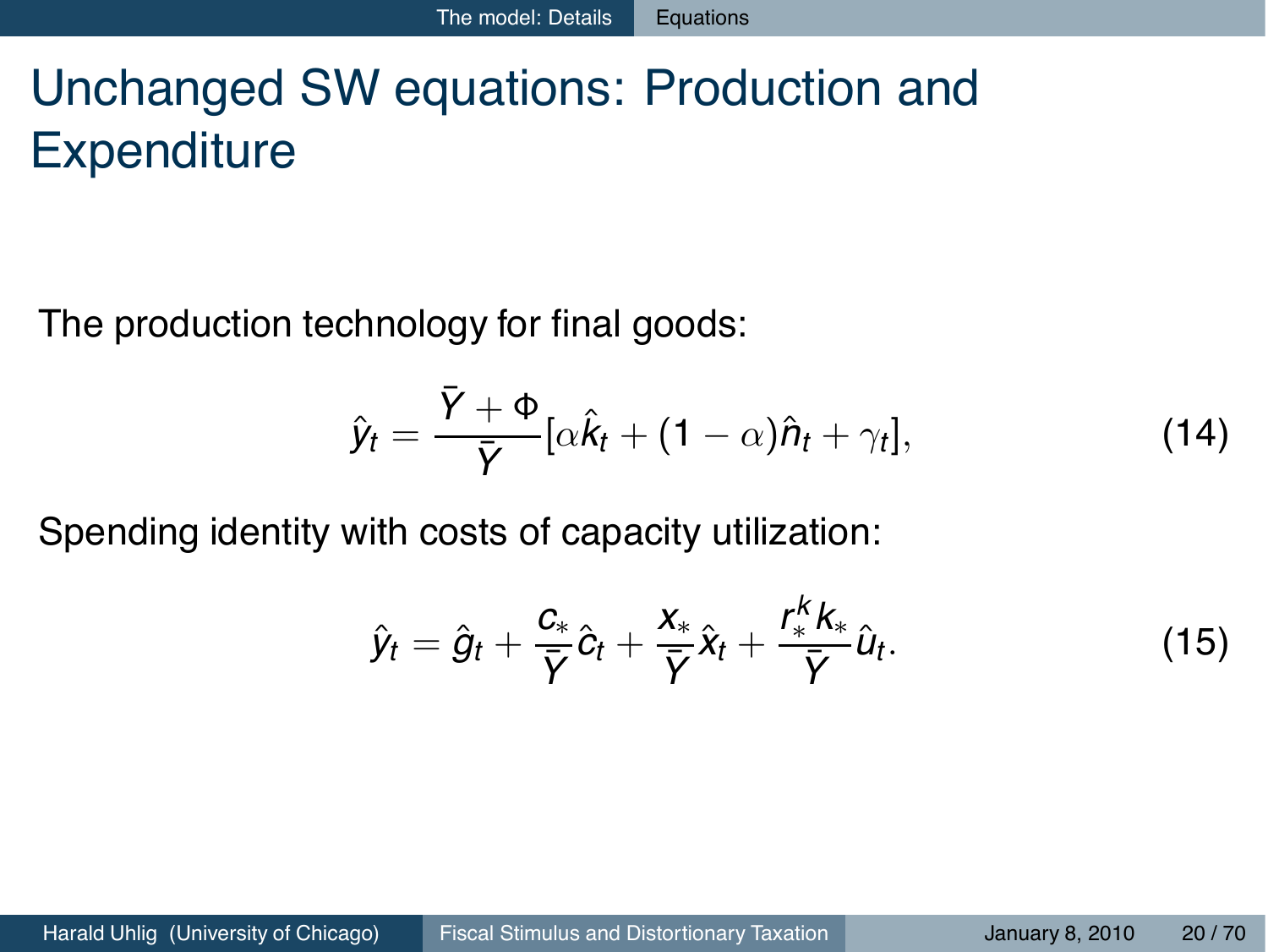# Unchanged SW equations: Production and Expenditure

The production technology for final goods:

$$\hat{y}_t = \frac{\bar{Y} + \Phi}{\bar{Y}} [\alpha \hat{k}_t + (1 - \alpha)\hat{n}_t + \gamma_t], \tag{14}$$

Spending identity with costs of capacity utilization:

$$\hat{y}_t = \hat{g}_t + \frac{c_*}{\bar{Y}} \hat{c}_t + \frac{x_*}{\bar{Y}} \hat{x}_t + \frac{r_*^k k_*}{\bar{Y}} \hat{u}_t. \tag{15}$$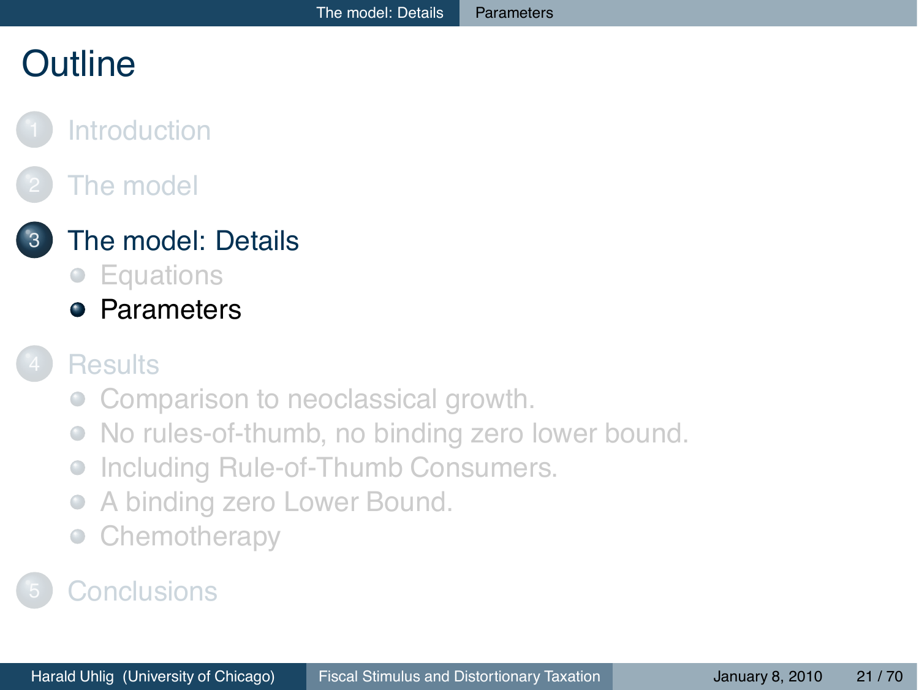# Outline

1. Introduction
2. The model
3. The model: Details
   - Equations
   - Parameters
4. Results
   - Comparison to neoclassical growth.
   - No rules-of-thumb, no binding zero lower bound.
   - Including Rule-of-Thumb Consumers.
   - A binding zero Lower Bound.
   - Chemotherapy
5. Conclusions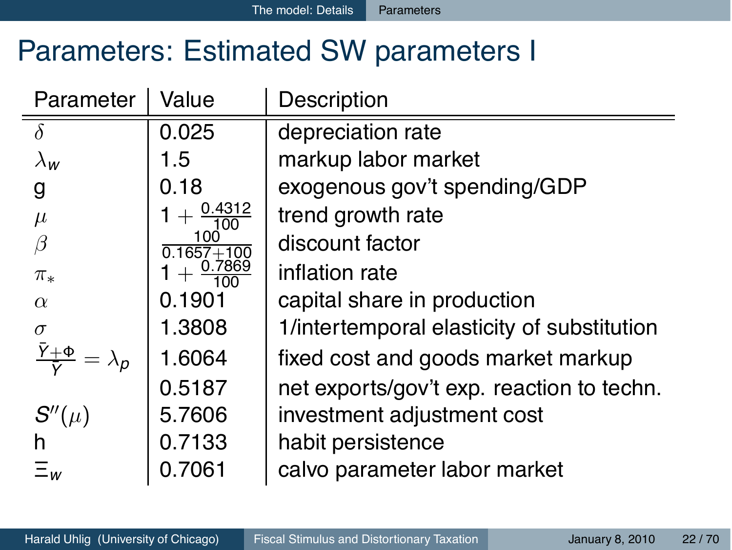# Parameters: Estimated SW parameters I

| Parameter | Value | Description |
|---|---|---|
| $\delta$ | 0.025 | depreciation rate |
| $\lambda_w$ | 1.5 | markup labor market |
| g | 0.18 | exogenous gov't spending/GDP |
| $\mu$ | $1 + \frac{0.4312}{100}$ | trend growth rate |
| $\beta$ | $\frac{100}{0.1657+100}$ | discount factor |
| $\pi_*$ | $1 + \frac{0.7869}{100}$ | inflation rate |
| $\alpha$ | 0.1901 | capital share in production |
| $\sigma$ | 1.3808 | 1/intertemporal elasticity of substitution |
| $\frac{\bar{Y}+\Phi}{\bar{Y}} = \lambda_p$ | 1.6064 | fixed cost and goods market markup |
| | 0.5187 | net exports/gov't exp. reaction to techn. |
| $S''(\mu)$ | 5.7606 | investment adjustment cost |
| h | 0.7133 | habit persistence |
| $\Xi_w$ | 0.7061 | calvo parameter labor market |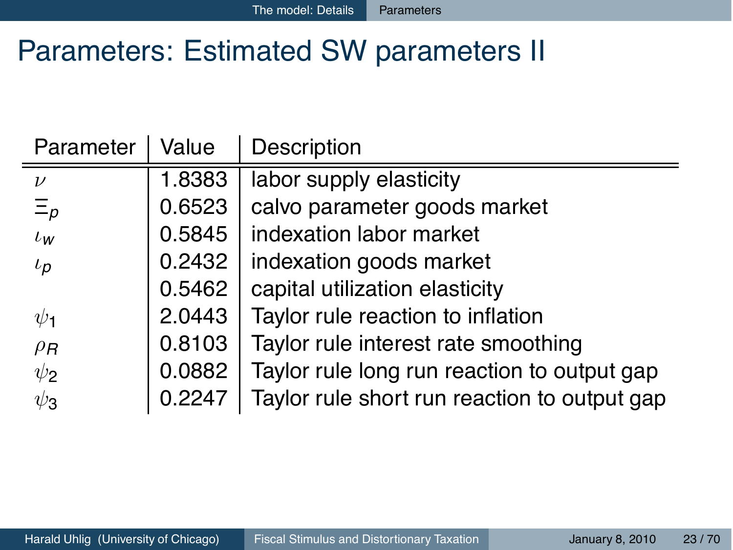# Parameters: Estimated SW parameters II

| Parameter | Value | Description |
|---|---|---|
| $\nu$ | 1.8383 | labor supply elasticity |
| $\Xi_p$ | 0.6523 | calvo parameter goods market |
| $\iota_w$ | 0.5845 | indexation labor market |
| $\iota_p$ | 0.2432 | indexation goods market |
|  | 0.5462 | capital utilization elasticity |
| $\psi_1$ | 2.0443 | Taylor rule reaction to inflation |
| $\rho_R$ | 0.8103 | Taylor rule interest rate smoothing |
| $\psi_2$ | 0.0882 | Taylor rule long run reaction to output gap |
| $\psi_3$ | 0.2247 | Taylor rule short run reaction to output gap |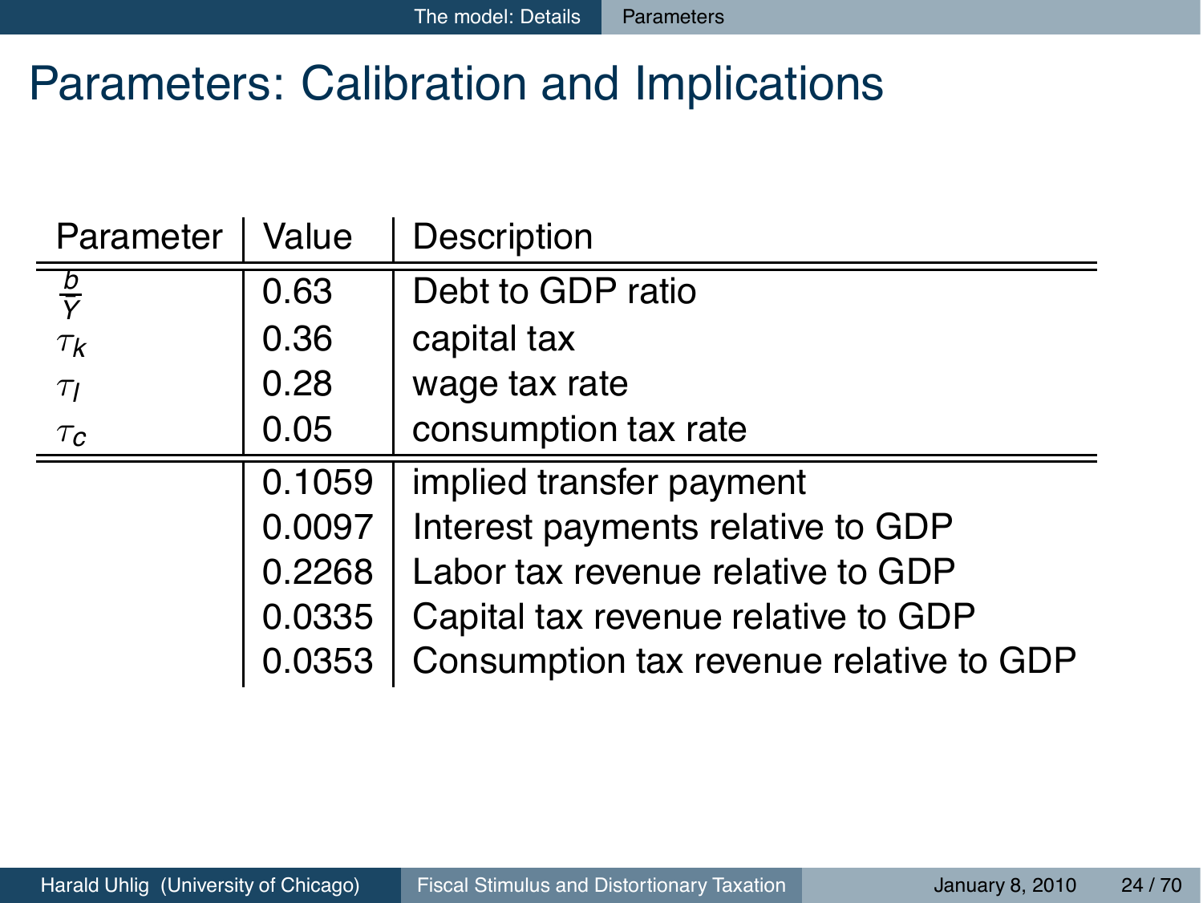# Parameters: Calibration and Implications

| Parameter | Value | Description |
|---|---|---|
| $\frac{b}{Y}$ | 0.63 | Debt to GDP ratio |
| $\tau_k$ | 0.36 | capital tax |
| $\tau_l$ | 0.28 | wage tax rate |
| $\tau_c$ | 0.05 | consumption tax rate |
| | 0.1059 | implied transfer payment |
| | 0.0097 | Interest payments relative to GDP |
| | 0.2268 | Labor tax revenue relative to GDP |
| | 0.0335 | Capital tax revenue relative to GDP |
| | 0.0353 | Consumption tax revenue relative to GDP |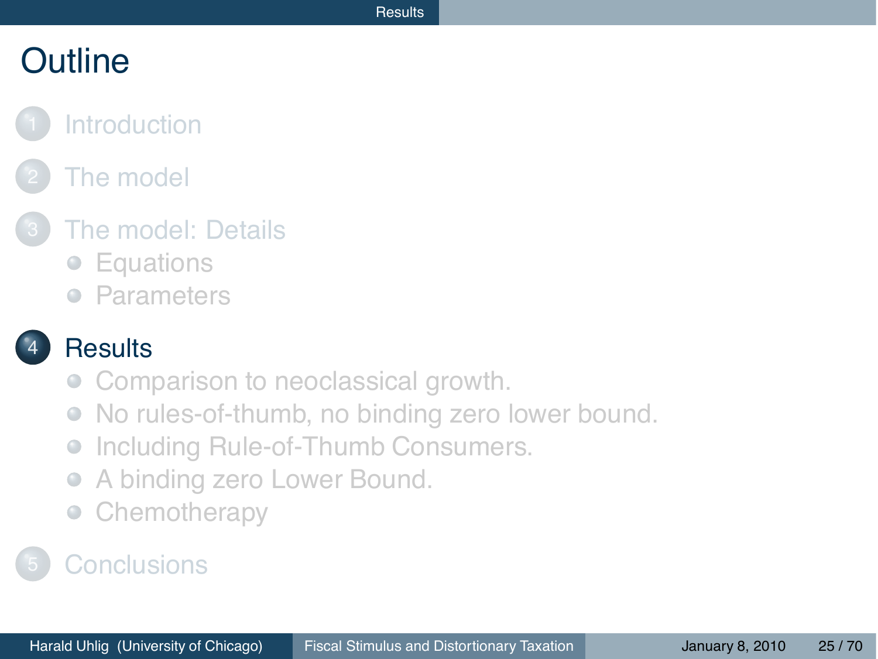# Outline

1. Introduction
2. The model
3. The model: Details
   - Equations
   - Parameters
4. **Results**
   - Comparison to neoclassical growth.
   - No rules-of-thumb, no binding zero lower bound.
   - Including Rule-of-Thumb Consumers.
   - A binding zero Lower Bound.
   - Chemotherapy
5. Conclusions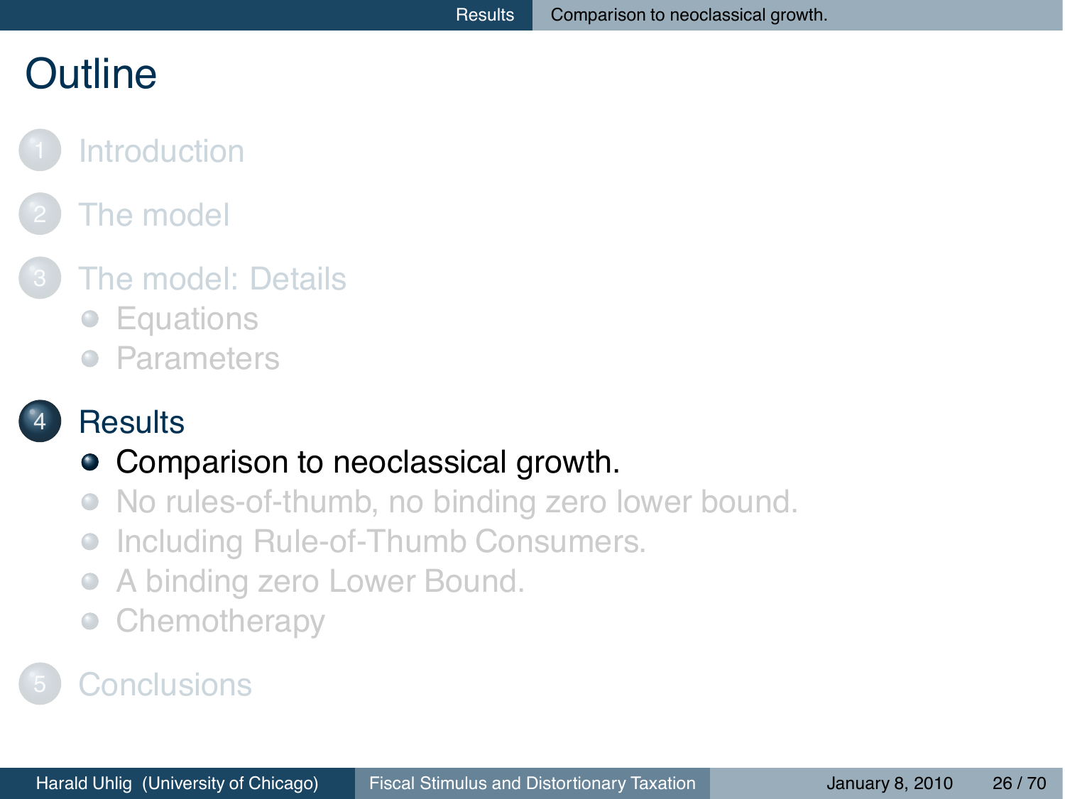# Outline

1. Introduction
2. The model
3. The model: Details
   - Equations
   - Parameters
4. Results
   - **Comparison to neoclassical growth.**
   - No rules-of-thumb, no binding zero lower bound.
   - Including Rule-of-Thumb Consumers.
   - A binding zero Lower Bound.
   - Chemotherapy
5. Conclusions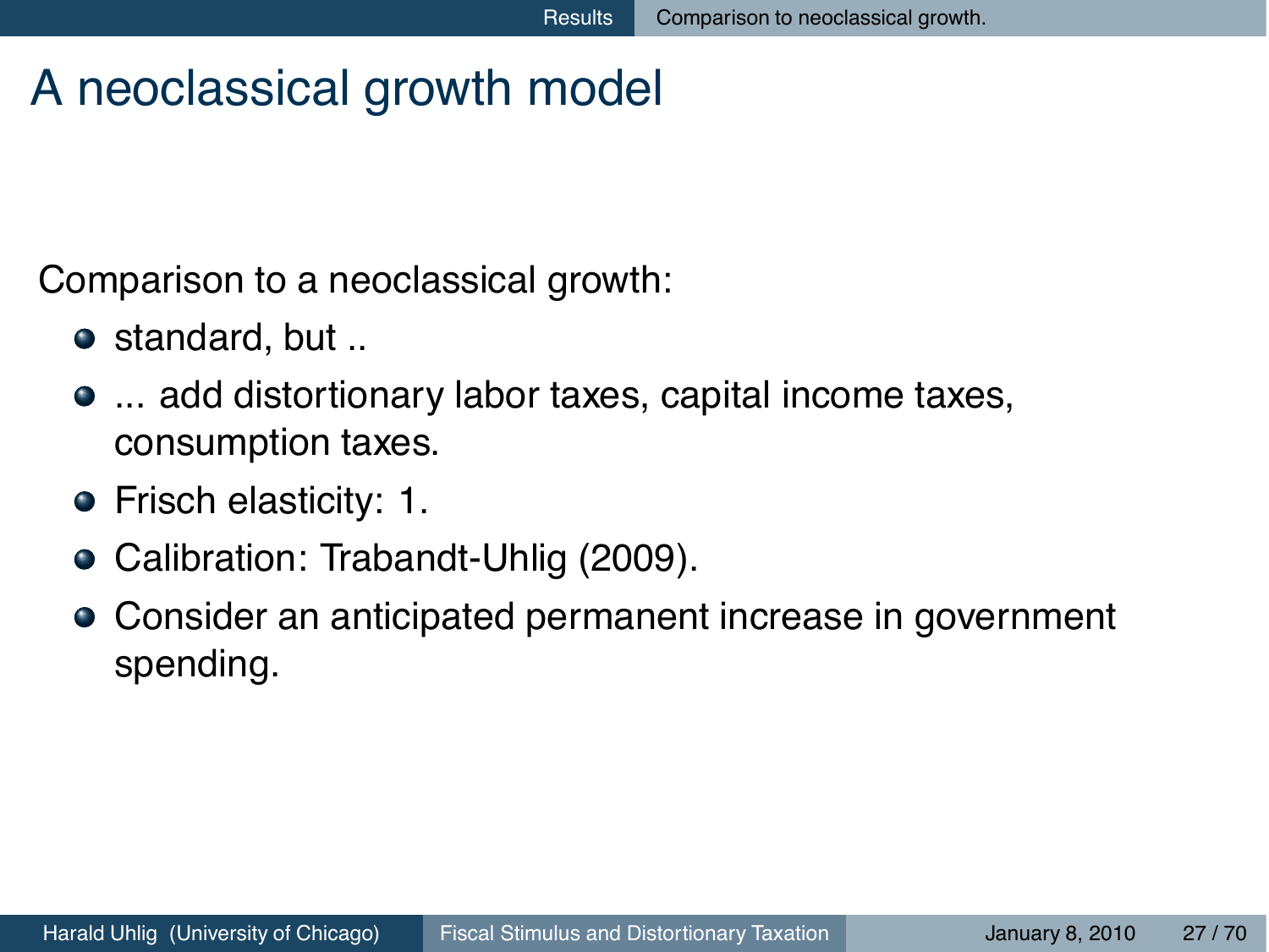# A neoclassical growth model

Comparison to a neoclassical growth:

- standard, but ..
- ... add distortionary labor taxes, capital income taxes, consumption taxes.
- Frisch elasticity: 1.
- Calibration: Trabandt-Uhlig (2009).
- Consider an anticipated permanent increase in government spending.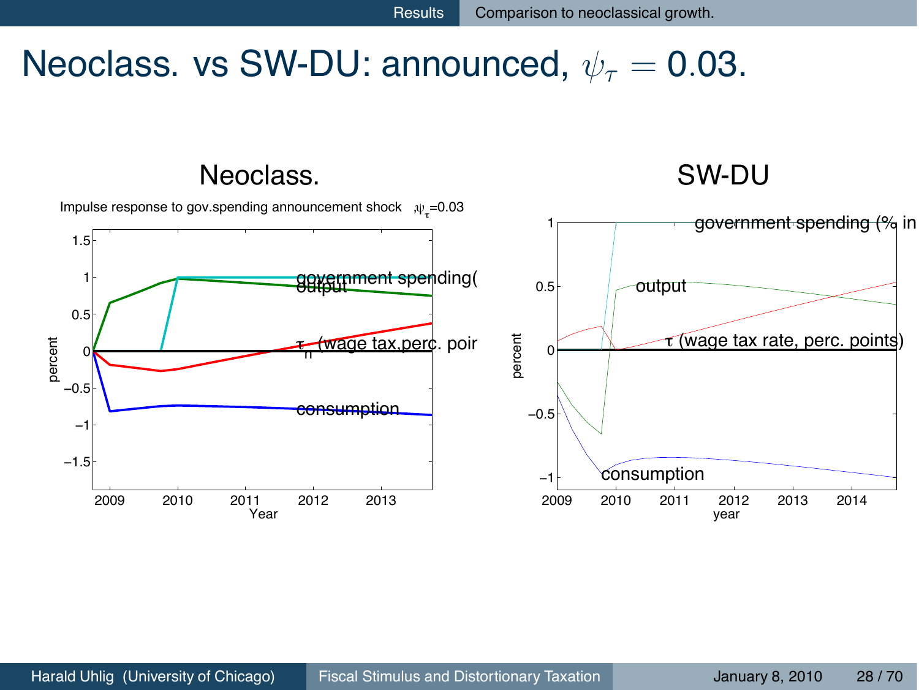# Neoclass. vs SW-DU: announced, $\psi_\tau = 0.03$.

## Neoclass.

Impulse response to gov.spending announcement shock ,$\psi_\tau$=0.03

## SW-DU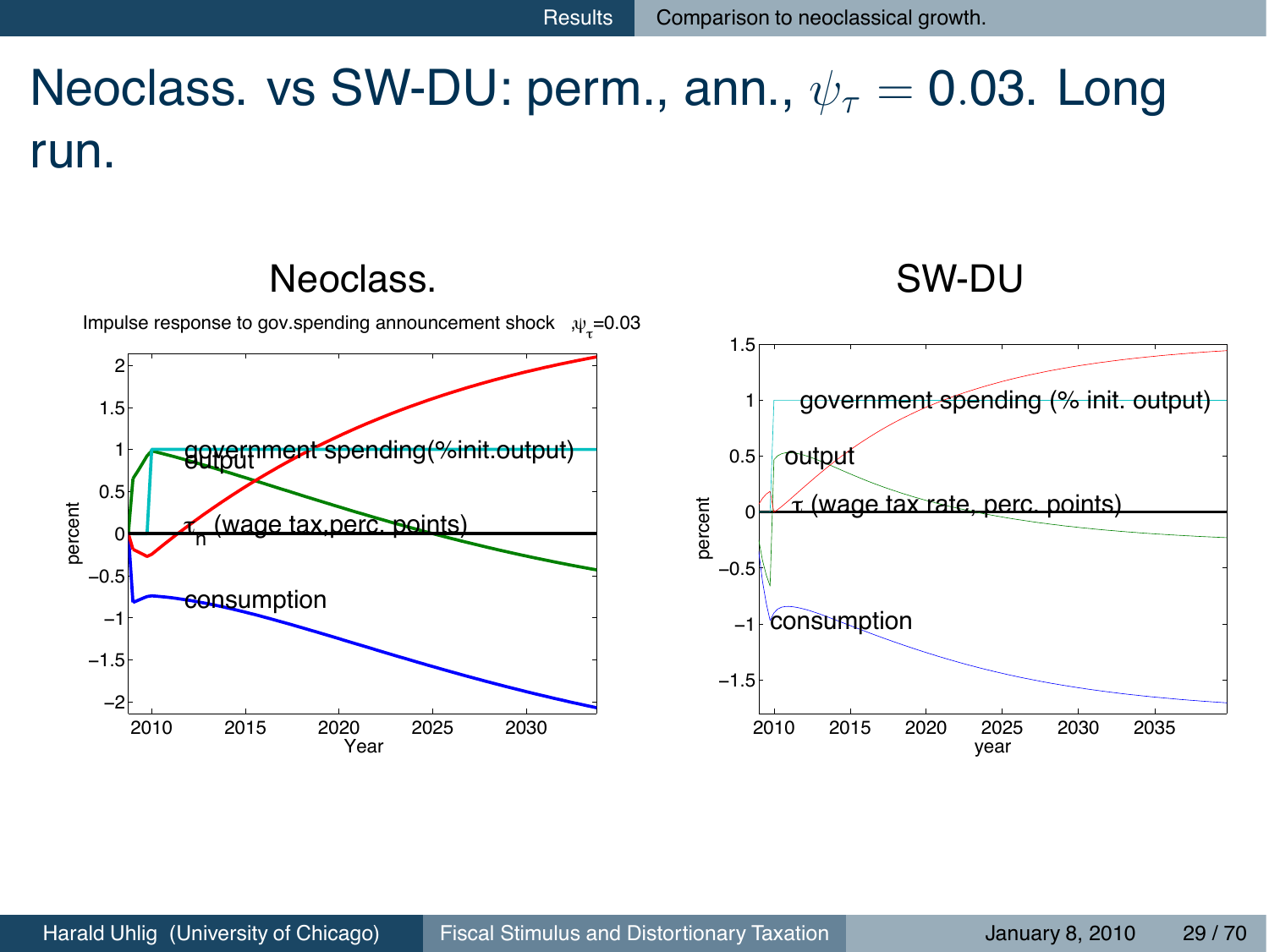# Neoclass. vs SW-DU: perm., ann., $\psi_\tau = 0.03$. Long run.

## Neoclass.

Impulse response to gov.spending announcement shock ,$\psi_\tau$=0.03

government spending(%init.output)

output

$\tau_n$ (wage tax,perc. points)

consumption

percent

Year

## SW-DU

government spending (% init. output)

output

$\tau$ (wage tax rate, perc. points)

consumption

percent

year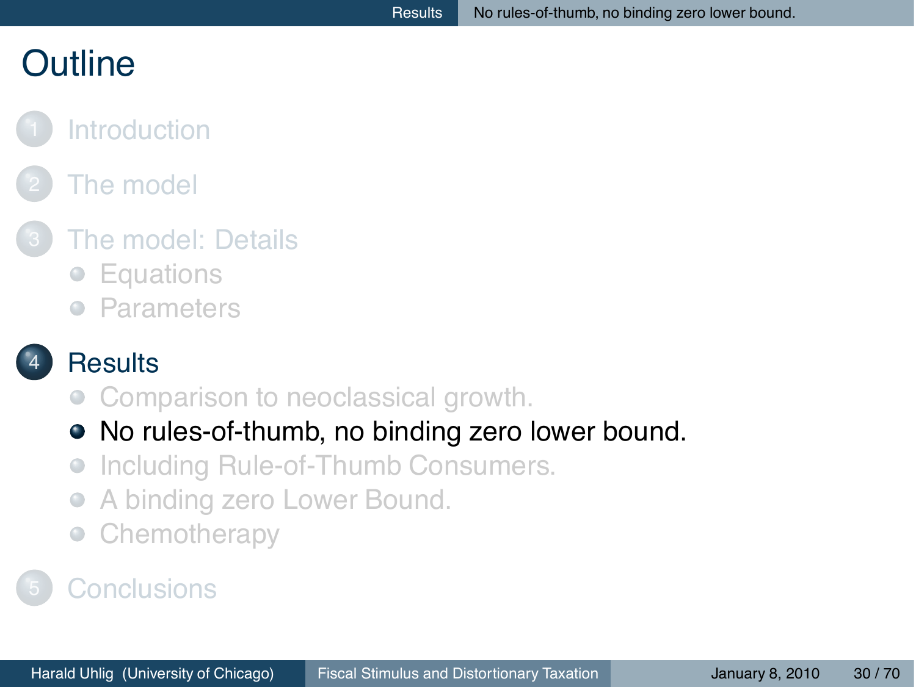# Outline

1. Introduction
2. The model
3. The model: Details
   - Equations
   - Parameters
4. Results
   - Comparison to neoclassical growth.
   - **No rules-of-thumb, no binding zero lower bound.**
   - Including Rule-of-Thumb Consumers.
   - A binding zero Lower Bound.
   - Chemotherapy
5. Conclusions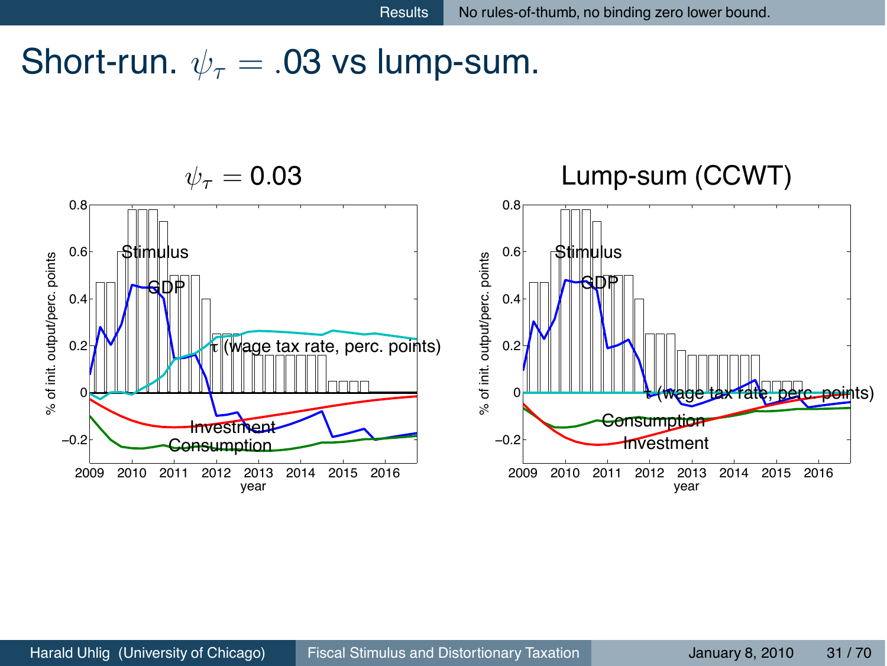# Short-run. $\psi_\tau = .03$ vs lump-sum.

$\psi_\tau = 0.03$

Lump-sum (CCWT)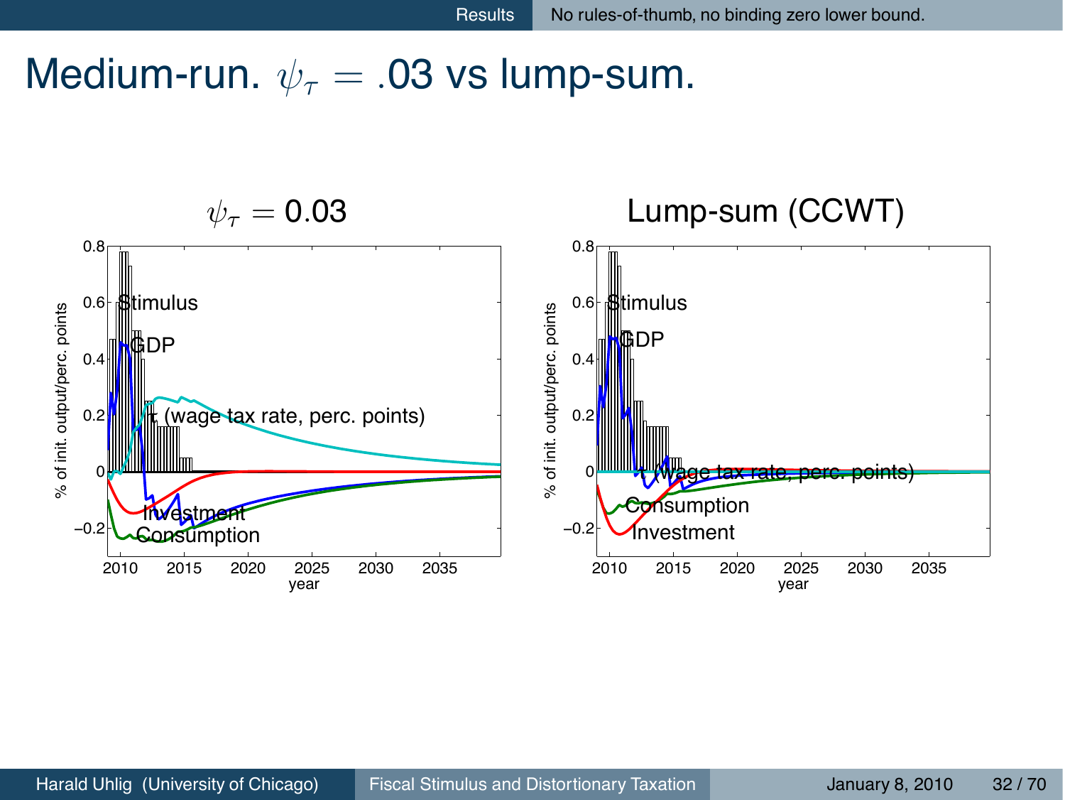# Medium-run. $\psi_\tau = .03$ vs lump-sum.

## $\psi_\tau = 0.03$

% of init. output/perc. points

Stimulus

GDP

$\tau$ (wage tax rate, perc. points)

Investment

Consumption

year

## Lump-sum (CCWT)

% of init. output/perc. points

Stimulus

GDP

$\tau$ (wage tax rate, perc. points)

Consumption

Investment

year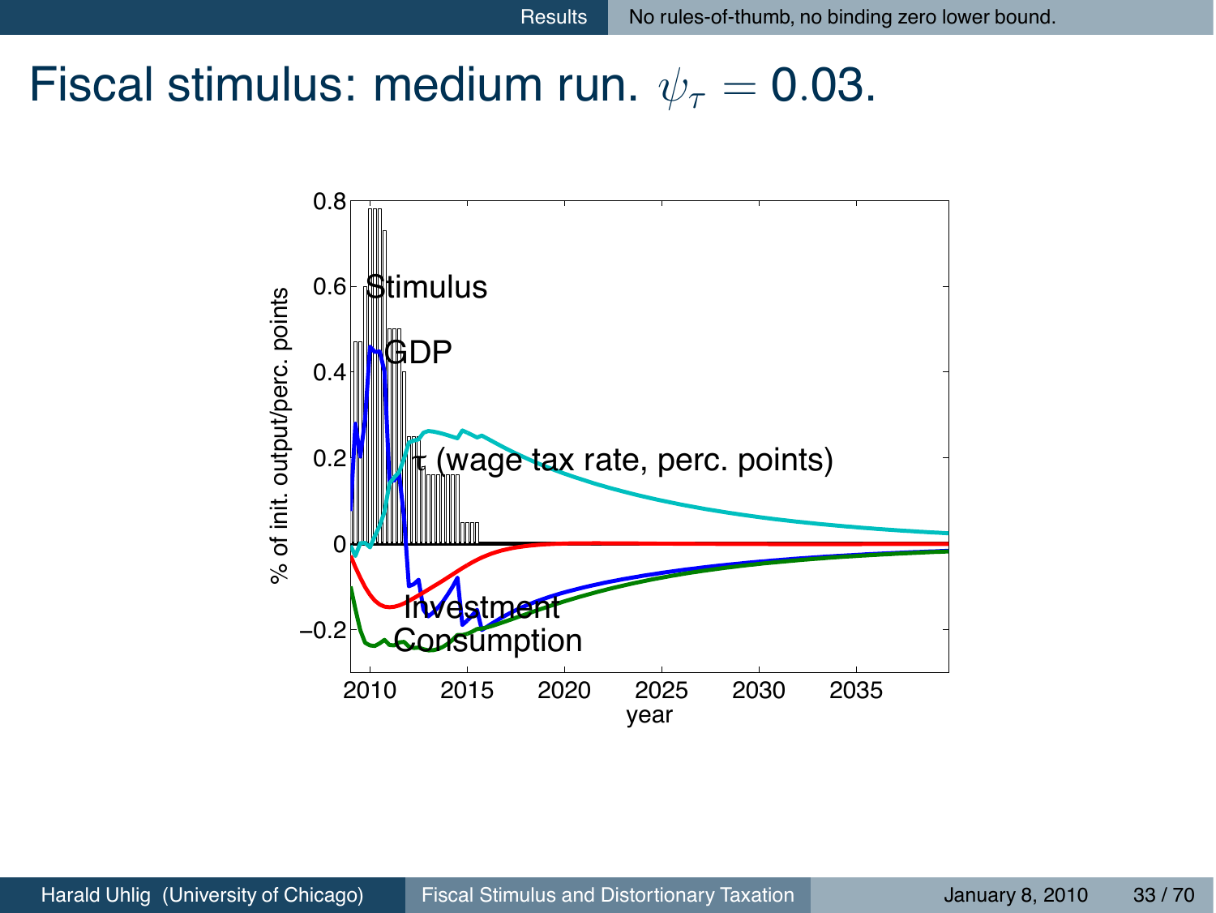# Fiscal stimulus: medium run. $\psi_\tau = 0.03$.

% of init. output/perc. points

Stimulus

GDP

$\tau$ (wage tax rate, perc. points)

Investment

Consumption

year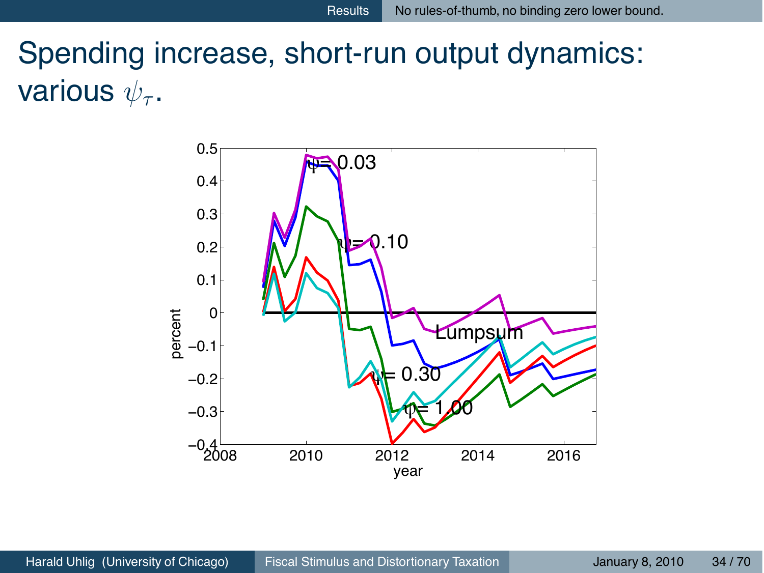# Spending increase, short-run output dynamics: various $\psi_\tau$.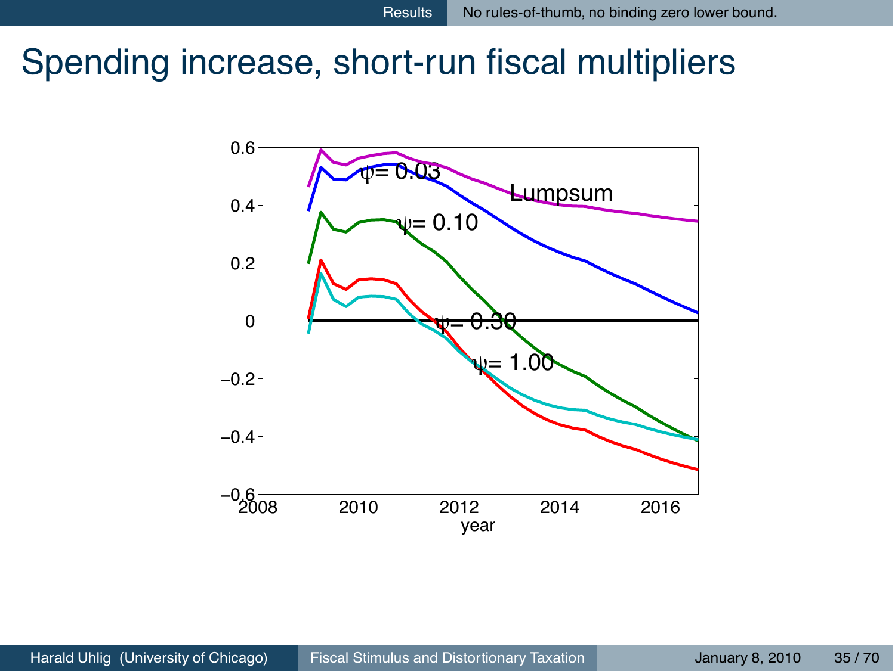# Spending increase, short-run fiscal multipliers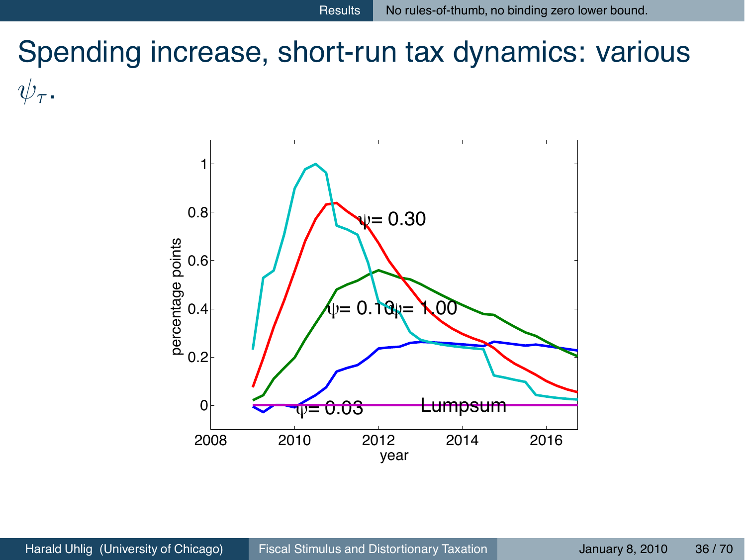# Spending increase, short-run tax dynamics: various $\psi_\tau$.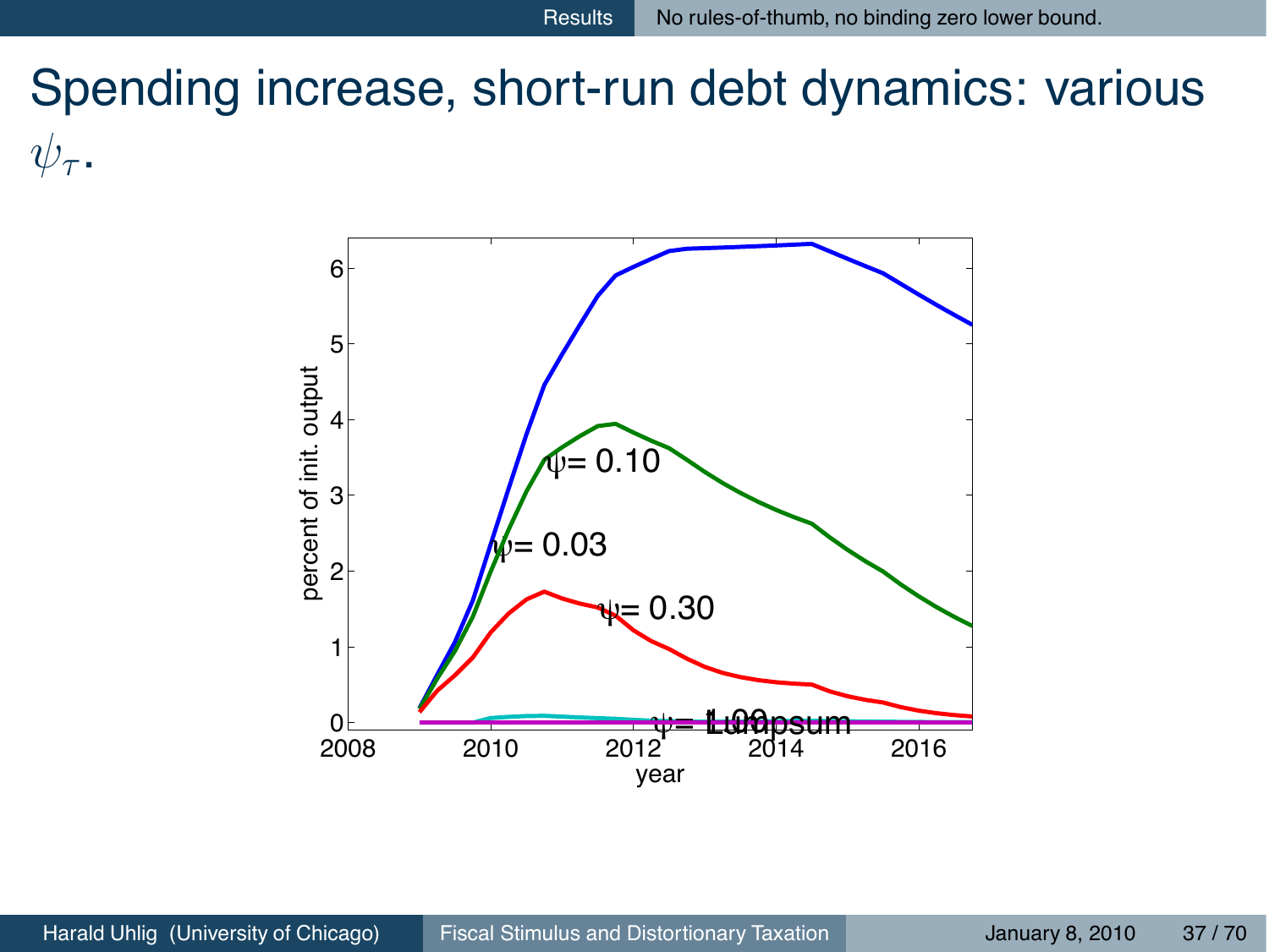# Spending increase, short-run debt dynamics: various $\psi_\tau$.

percent of init. output

year

ψ= 0.10

ψ= 0.03

ψ= 0.30

ψ= 1.00

Lumpsum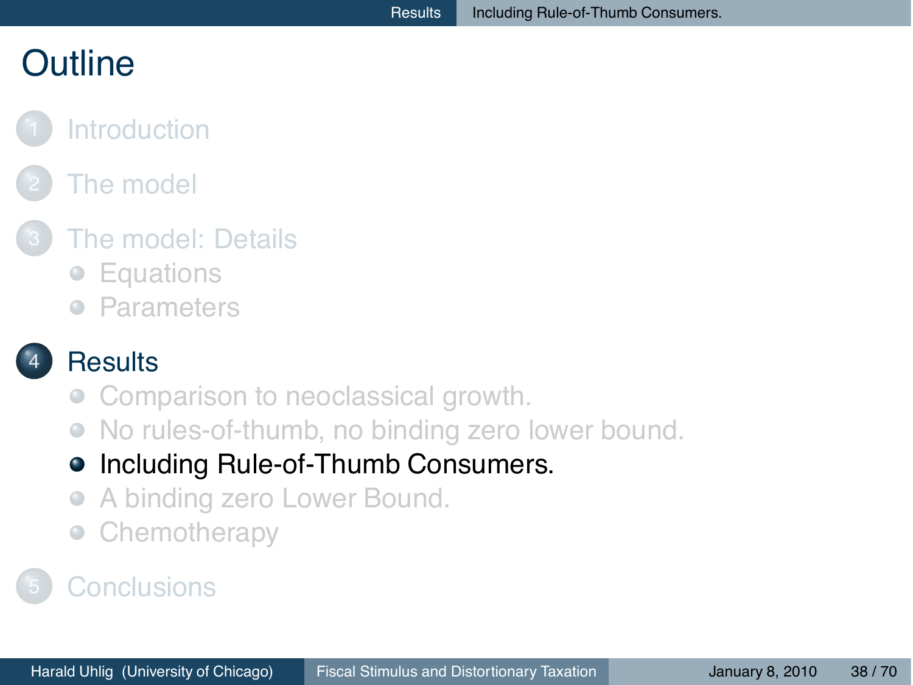# Outline

1. Introduction
2. The model
3. The model: Details
   - Equations
   - Parameters
4. Results
   - Comparison to neoclassical growth.
   - No rules-of-thumb, no binding zero lower bound.
   - **Including Rule-of-Thumb Consumers.**
   - A binding zero Lower Bound.
   - Chemotherapy
5. Conclusions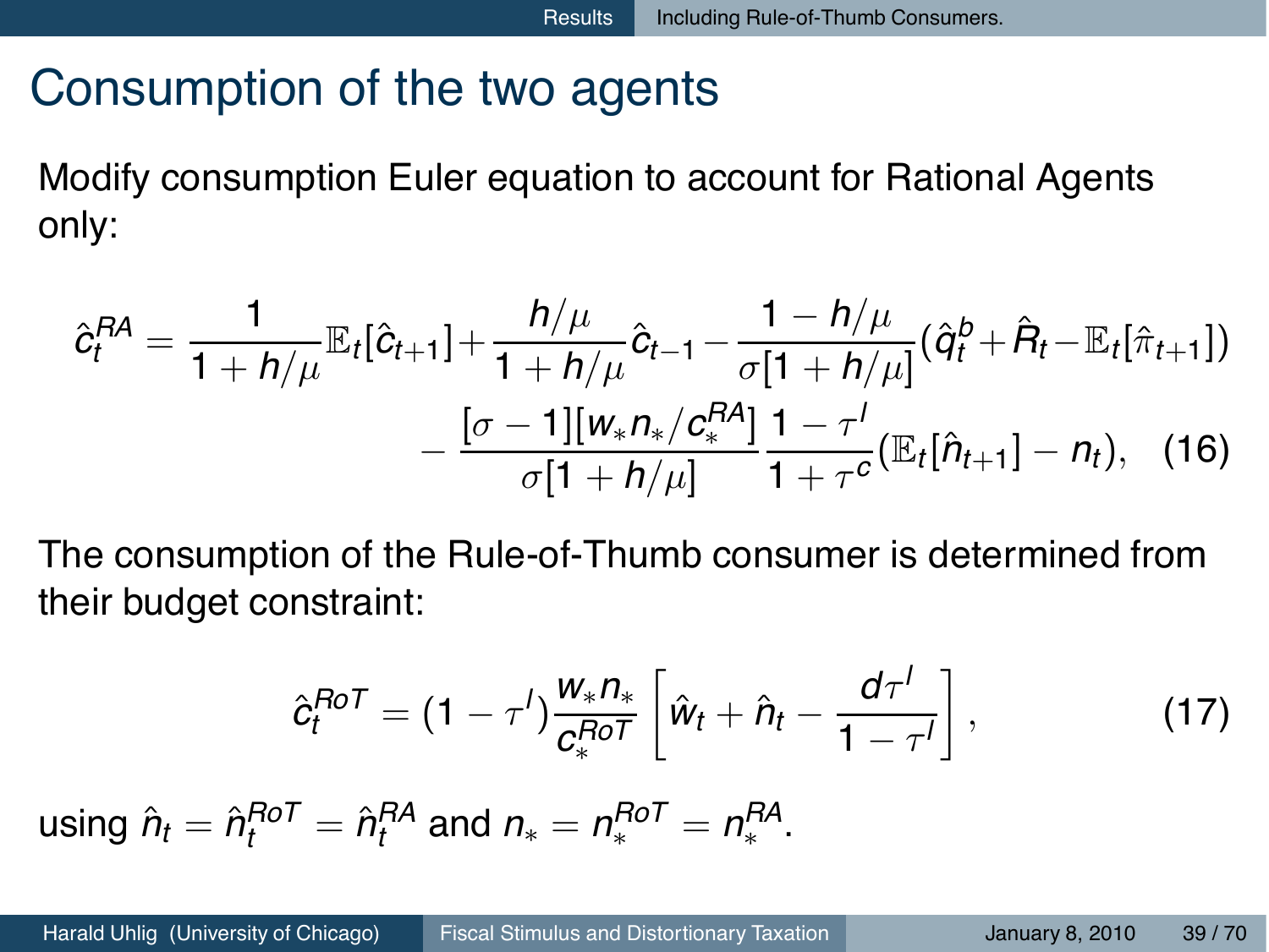# Consumption of the two agents

Modify consumption Euler equation to account for Rational Agents only:

$$
\hat{c}_t^{RA} = \frac{1}{1+h/\mu}\mathbb{E}_t[\hat{c}_{t+1}] + \frac{h/\mu}{1+h/\mu}\hat{c}_{t-1} - \frac{1-h/\mu}{\sigma[1+h/\mu]}(\hat{q}_t^b + \hat{R}_t - \mathbb{E}_t[\hat{\pi}_{t+1}]) - \frac{[\sigma-1][w_* n_*/c_*^{RA}]}{\sigma[1+h/\mu]}\frac{1-\tau^l}{1+\tau^c}(\mathbb{E}_t[\hat{n}_{t+1}] - n_t), \quad (16)
$$

The consumption of the Rule-of-Thumb consumer is determined from their budget constraint:

$$
\hat{c}_t^{RoT} = (1-\tau^l)\frac{w_* n_*}{c_*^{RoT}}\left[\hat{w}_t + \hat{n}_t - \frac{d\tau^l}{1-\tau^l}\right], \quad (17)
$$

using $\hat{n}_t = \hat{n}_t^{RoT} = \hat{n}_t^{RA}$ and $n_* = n_*^{RoT} = n_*^{RA}$.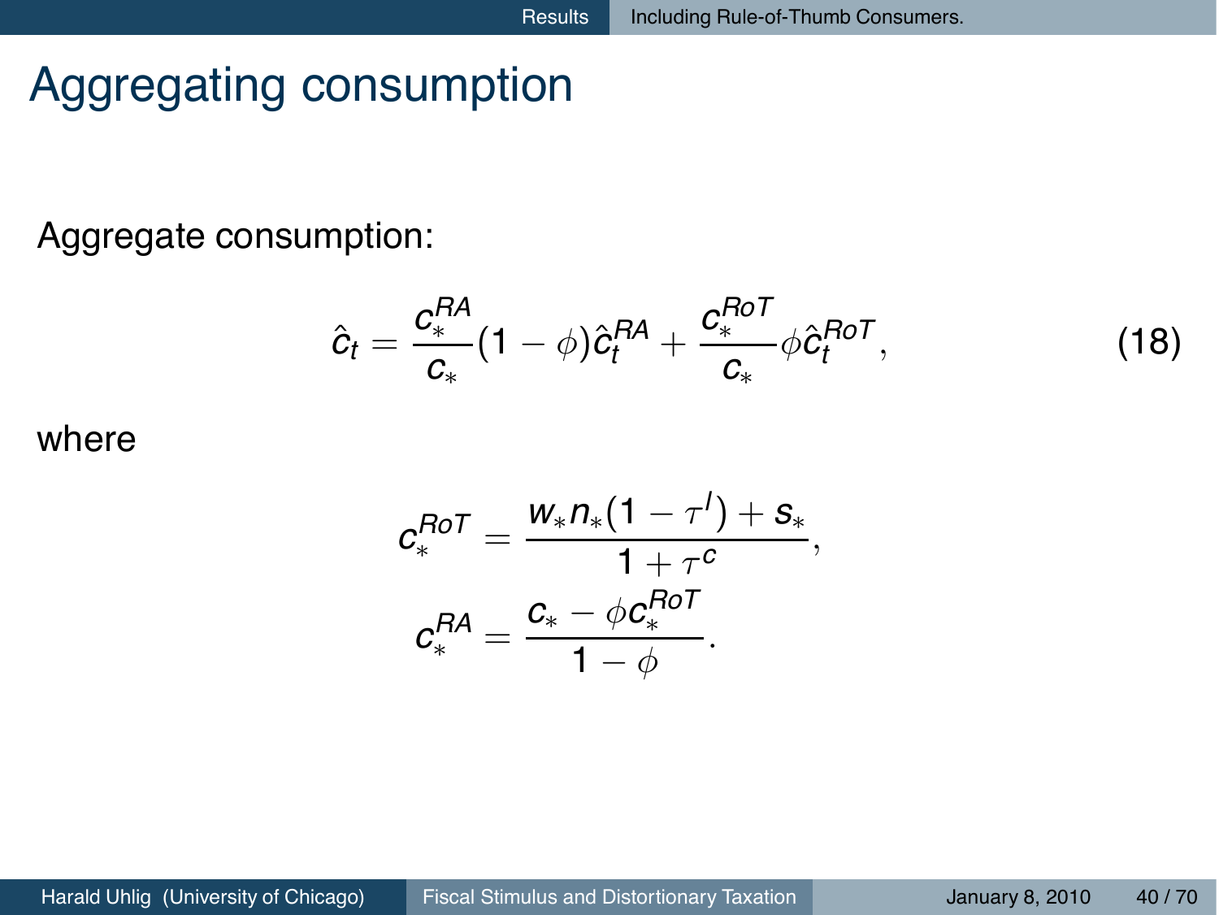# Aggregating consumption

Aggregate consumption:

$$\hat{c}_t = \frac{c_*^{RA}}{c_*}(1-\phi)\hat{c}_t^{RA} + \frac{c_*^{RoT}}{c_*}\phi\hat{c}_t^{RoT}, \tag{18}$$

where

$$c_*^{RoT} = \frac{w_* n_* (1-\tau^l) + s_*}{1+\tau^c},$$

$$c_*^{RA} = \frac{c_* - \phi c_*^{RoT}}{1-\phi}.$$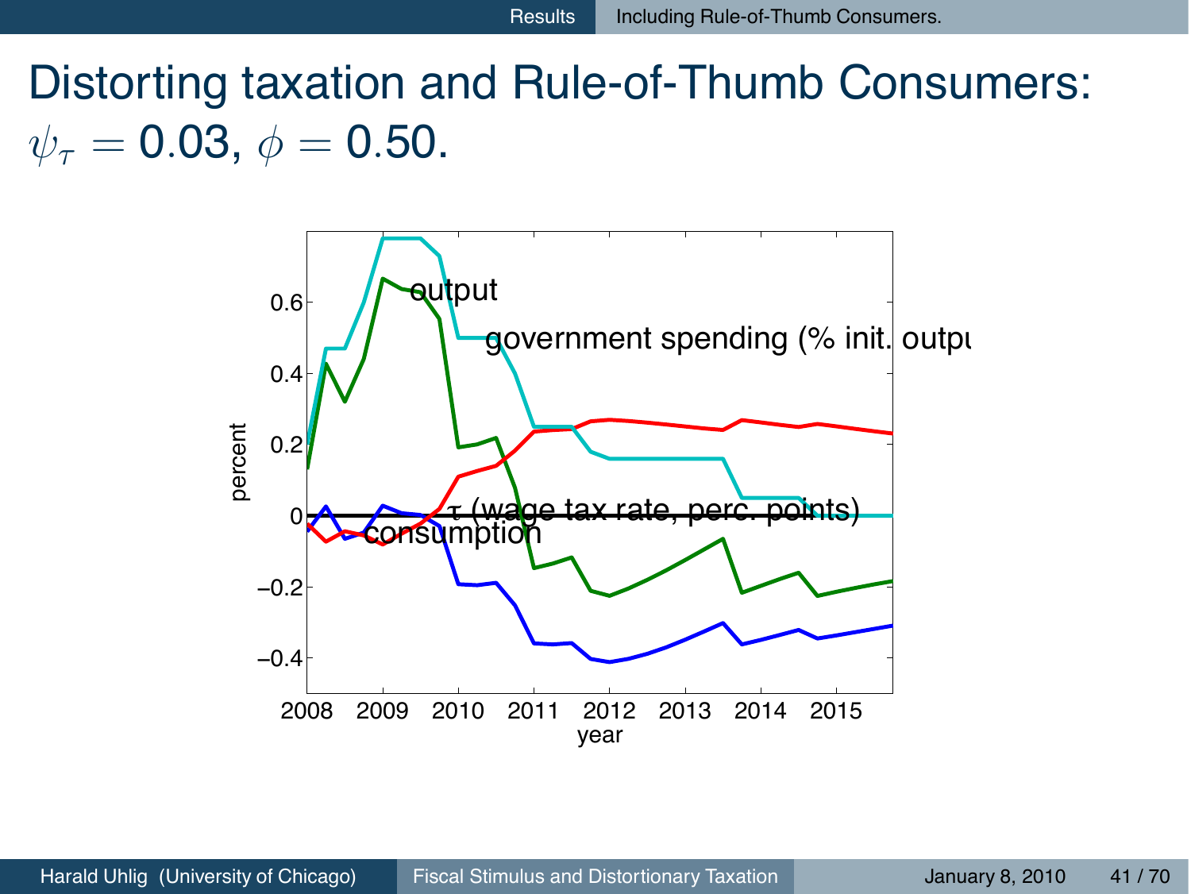# Distorting taxation and Rule-of-Thumb Consumers: $\psi_\tau = 0.03$, $\phi = 0.50$.

percent

output

government spending (% init. outpu

$\tau$ (wage tax rate, perc. points)

consumption

year

0.6, 0.4, 0.2, 0, −0.2, −0.4

2008, 2009, 2010, 2011, 2012, 2013, 2014, 2015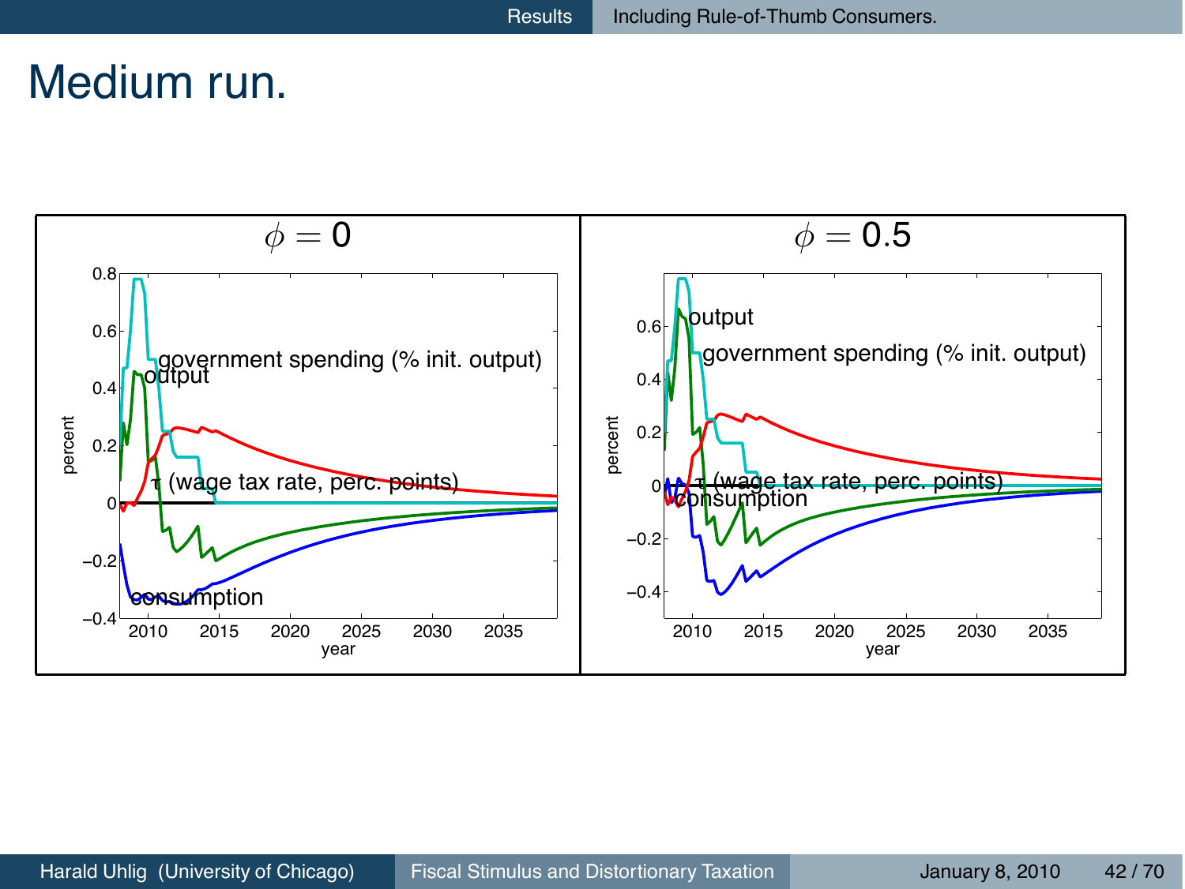# Medium run.

| $\phi = 0$ | $\phi = 0.5$ |
|---|---|
| government spending (% init. output), output, $\tau$ (wage tax rate, perc. points), consumption | output, government spending (% init. output), $\tau$ (wage tax rate, perc. points), consumption |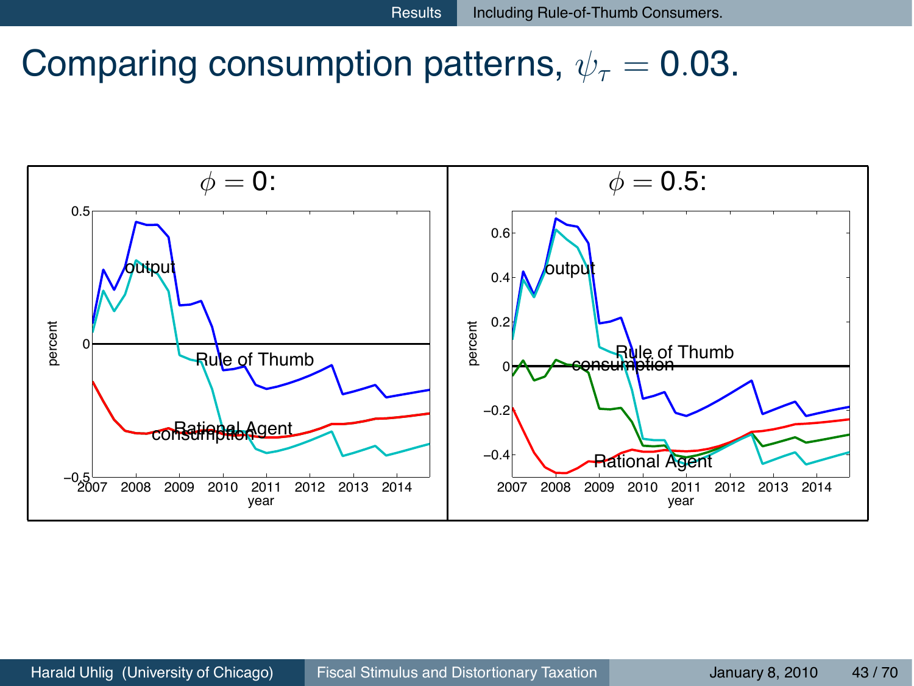# Comparing consumption patterns, $\psi_\tau = 0.03$.

$\phi = 0$:

$\phi = 0.5$: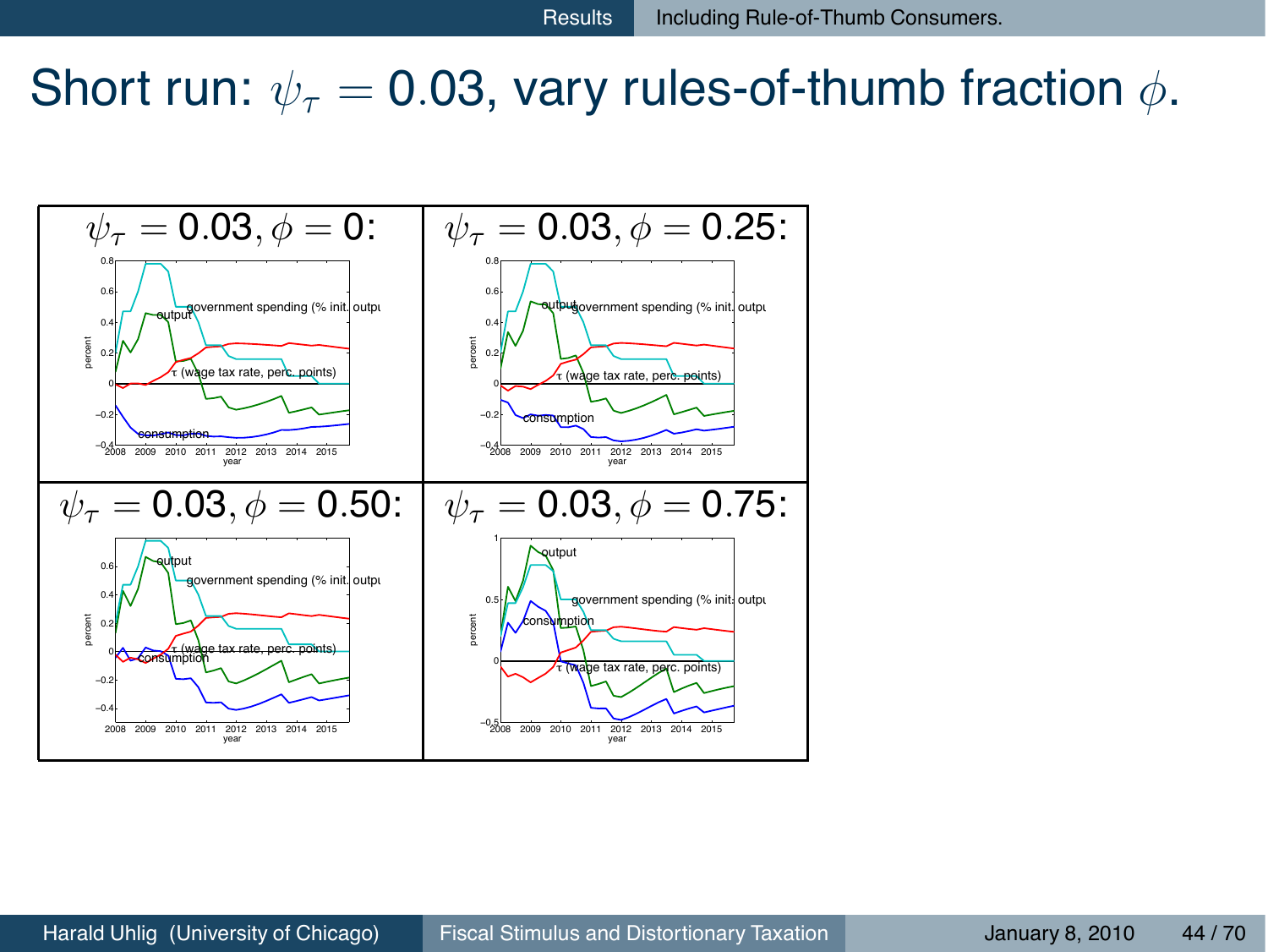# Short run: $\psi_\tau = 0.03$, vary rules-of-thumb fraction $\phi$.

| $\psi_\tau = 0.03, \phi = 0$: | $\psi_\tau = 0.03, \phi = 0.25$: |
| --- | --- |
| $\psi_\tau = 0.03, \phi = 0.50$: | $\psi_\tau = 0.03, \phi = 0.75$: |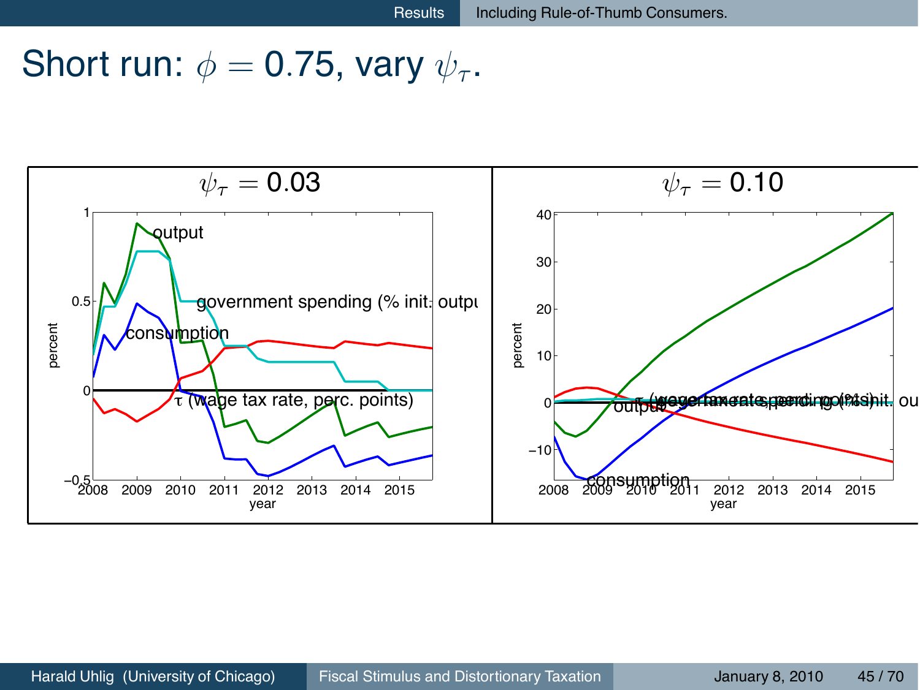# Short run: $\phi = 0.75$, vary $\psi_\tau$.

$\psi_\tau = 0.03$

output

government spending (% init. output)

consumption

τ (wage tax rate, perc. points)

$\psi_\tau = 0.10$

output

τ (wage tax rate, perc. points)

government spending (% init. output)

consumption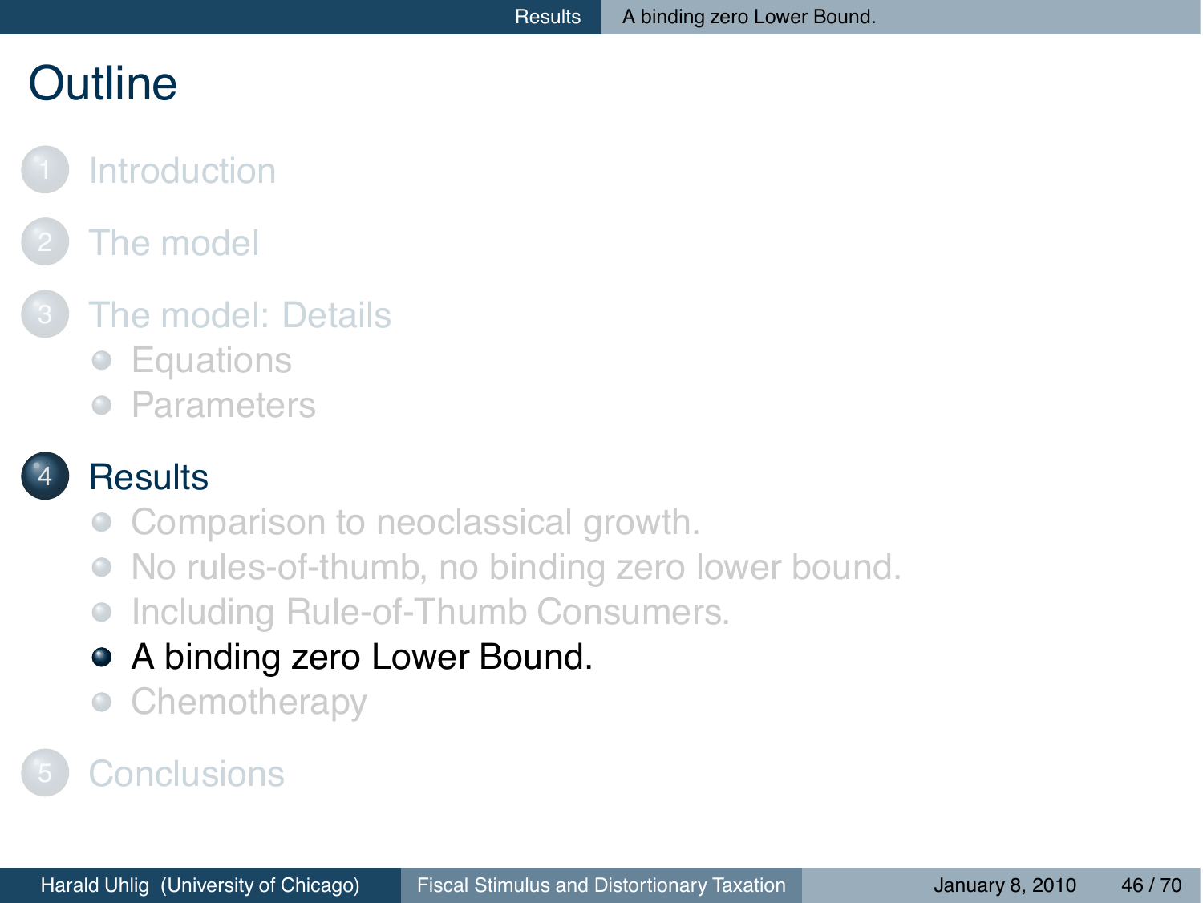# Outline

1. Introduction
2. The model
3. The model: Details
   - Equations
   - Parameters
4. Results
   - Comparison to neoclassical growth.
   - No rules-of-thumb, no binding zero lower bound.
   - Including Rule-of-Thumb Consumers.
   - A binding zero Lower Bound.
   - Chemotherapy
5. Conclusions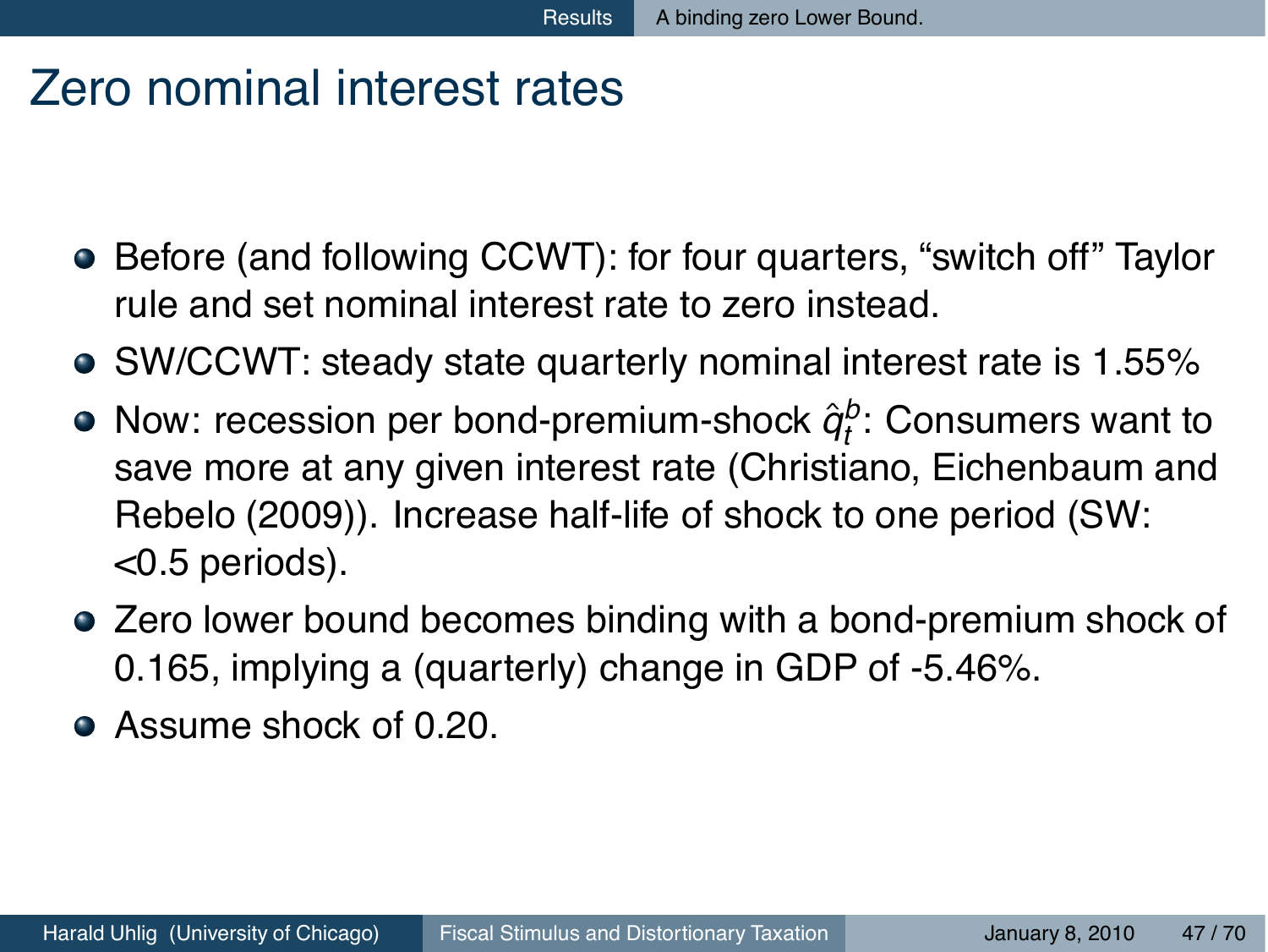# Zero nominal interest rates

- Before (and following CCWT): for four quarters, “switch off” Taylor rule and set nominal interest rate to zero instead.
- SW/CCWT: steady state quarterly nominal interest rate is 1.55%
- Now: recession per bond-premium-shock $\hat{q}_t^b$: Consumers want to save more at any given interest rate (Christiano, Eichenbaum and Rebelo (2009)). Increase half-life of shock to one period (SW: <0.5 periods).
- Zero lower bound becomes binding with a bond-premium shock of 0.165, implying a (quarterly) change in GDP of -5.46%.
- Assume shock of 0.20.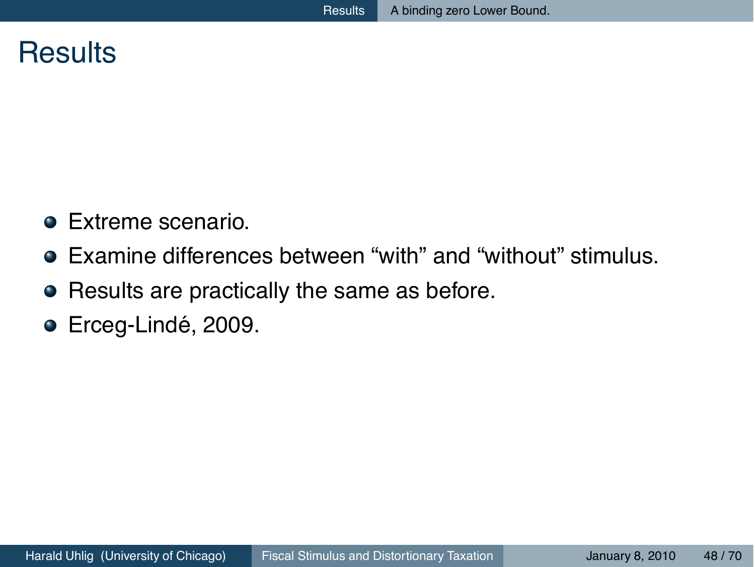# Results

- Extreme scenario.
- Examine differences between “with” and “without” stimulus.
- Results are practically the same as before.
- Erceg-Lindé, 2009.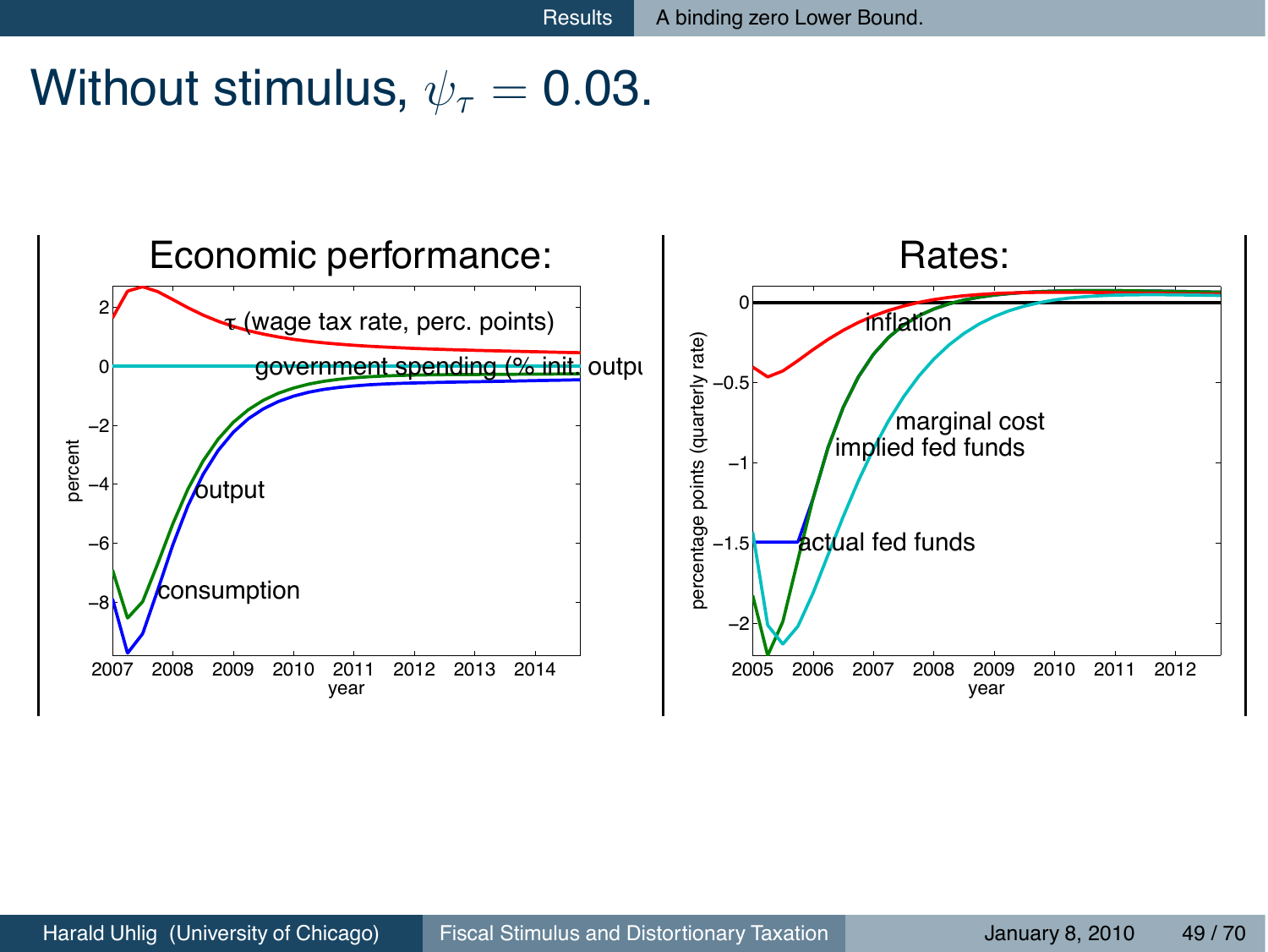# Without stimulus, $\psi_\tau = 0.03$.

## Economic performance:

## Rates: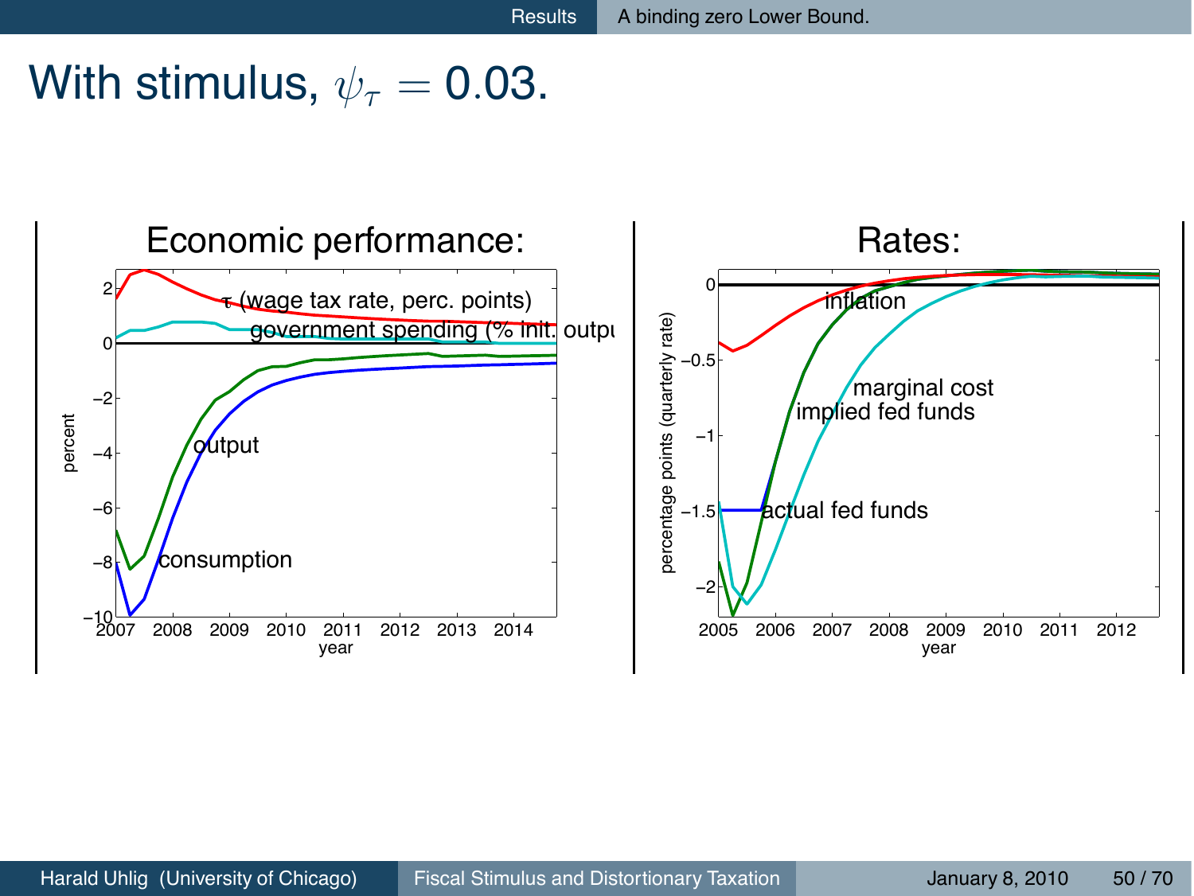# With stimulus, $\psi_\tau = 0.03$.

## Economic performance:

- $\tau$ (wage tax rate, perc. points)
- government spending (% init. output)
- output
- consumption

(y-axis: percent; x-axis: year, 2007–2014)

## Rates:

- inflation
- marginal cost
- implied fed funds
- actual fed funds

(y-axis: percentage points (quarterly rate); x-axis: year, 2005–2012)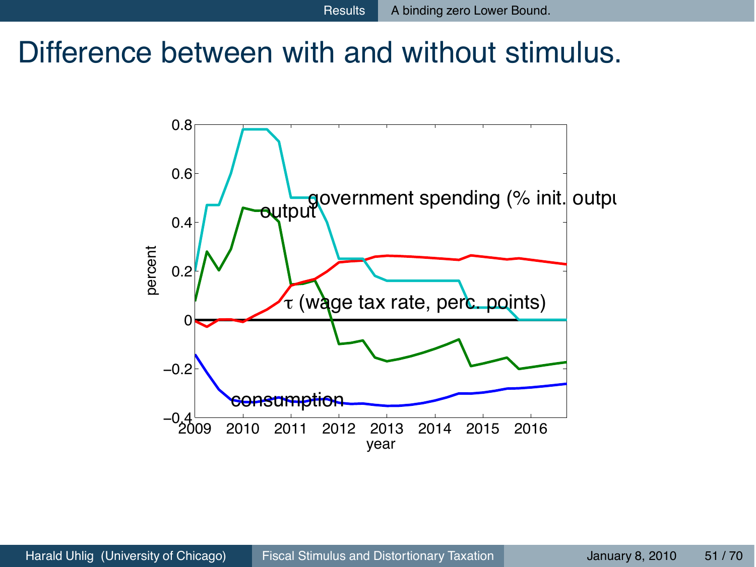# Difference between with and without stimulus.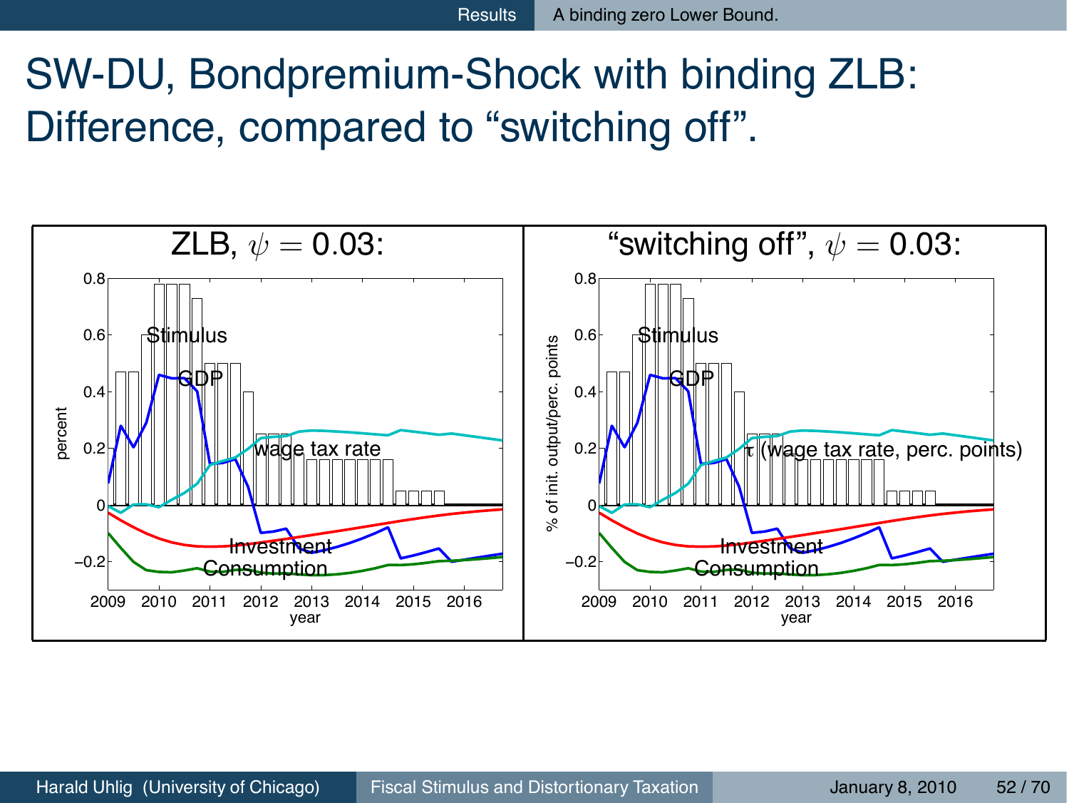# SW-DU, Bondpremium-Shock with binding ZLB: Difference, compared to “switching off”.

**ZLB, $\psi = 0.03$:**

- Stimulus
- GDP
- wage tax rate
- Investment
- Consumption

percent; year (2009–2016)

**“switching off”, $\psi = 0.03$:**

- Stimulus
- GDP
- $\tau$ (wage tax rate, perc. points)
- Investment
- Consumption

% of init. output/perc. points; year (2009–2016)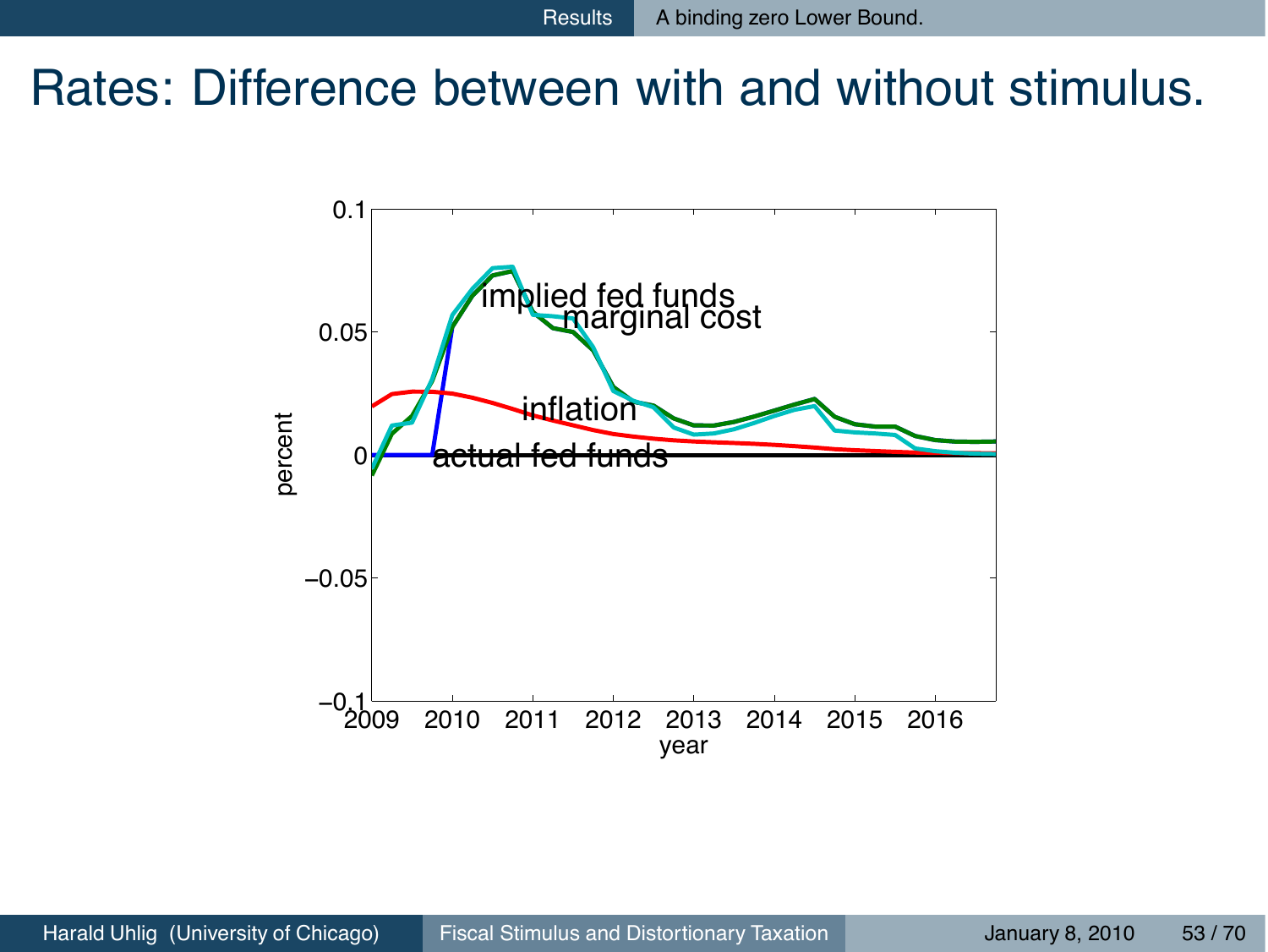# Rates: Difference between with and without stimulus.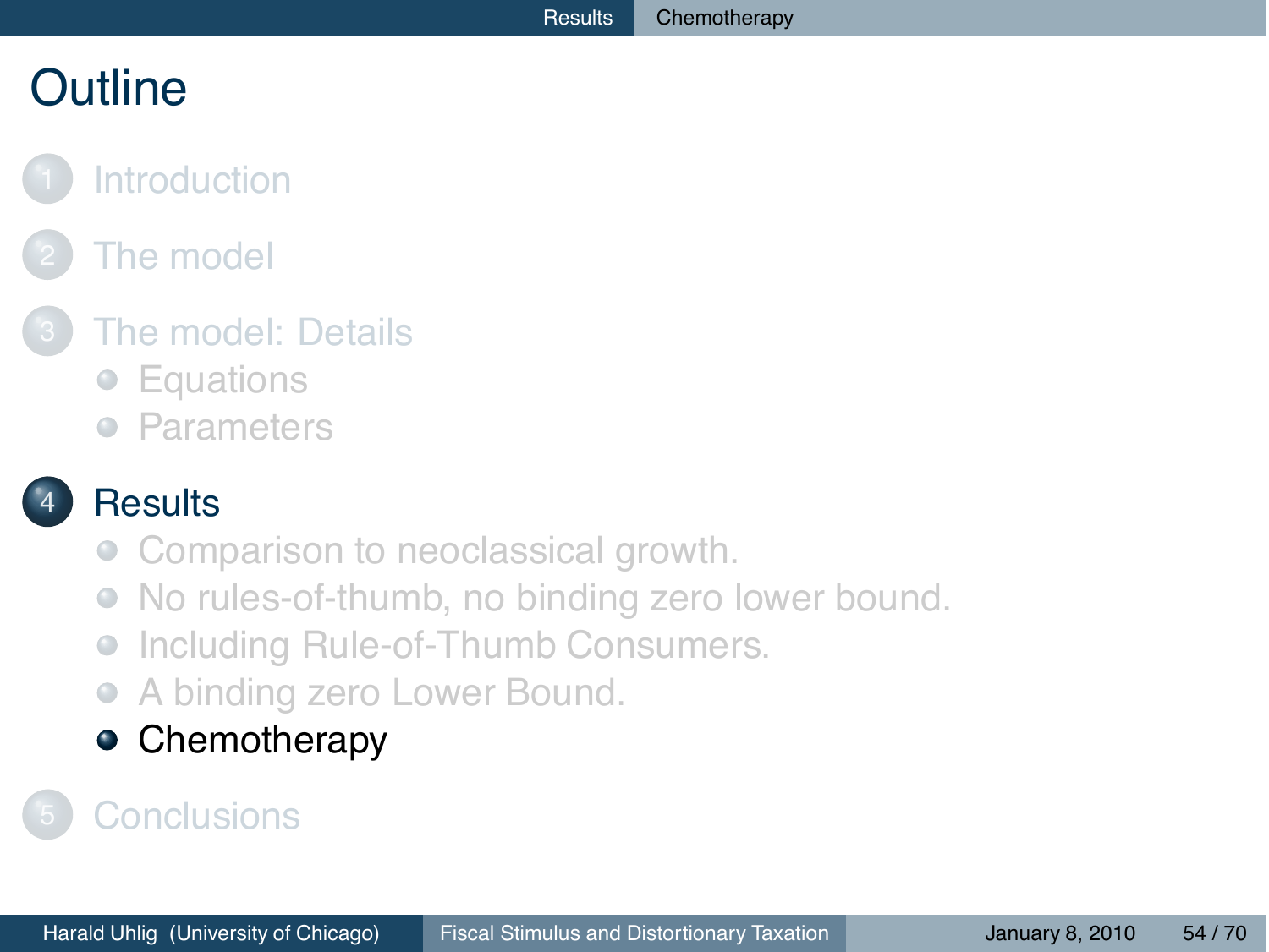# Outline

1. Introduction
2. The model
3. The model: Details
   - Equations
   - Parameters
4. Results
   - Comparison to neoclassical growth.
   - No rules-of-thumb, no binding zero lower bound.
   - Including Rule-of-Thumb Consumers.
   - A binding zero Lower Bound.
   - Chemotherapy
5. Conclusions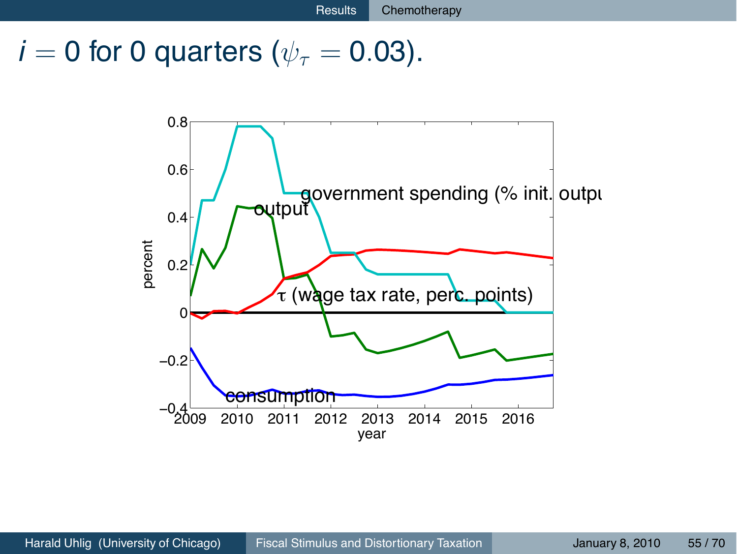# $i = 0$ for 0 quarters ($\psi_\tau = 0.03$).

government spending (% init. outpu

output

$\tau$ (wage tax rate, perc. points)

consumption

percent

year

0.8, 0.6, 0.4, 0.2, 0, −0.2, −0.4

2009, 2010, 2011, 2012, 2013, 2014, 2015, 2016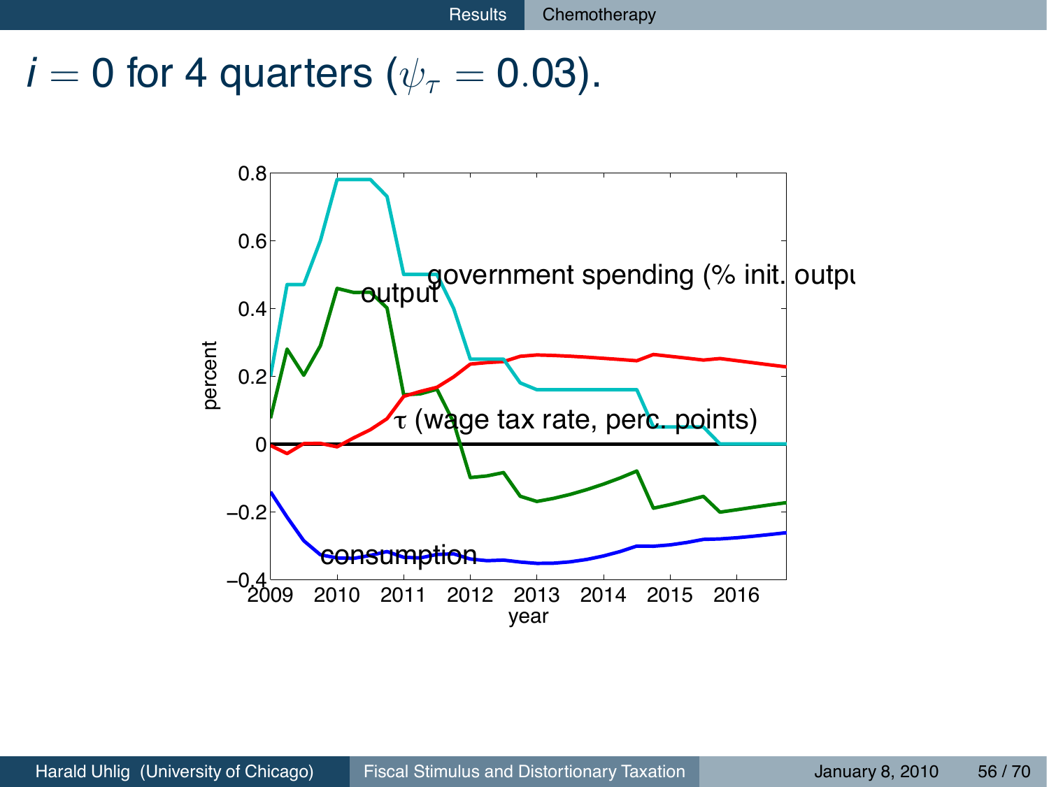# $i = 0$ for 4 quarters ($\psi_\tau = 0.03$).

percent

0.8
0.6
0.4
0.2
0
−0.2
−0.4

2009 2010 2011 2012 2013 2014 2015 2016

year

government spending (% init. outpu

output

$\tau$ (wage tax rate, perc. points)

consumption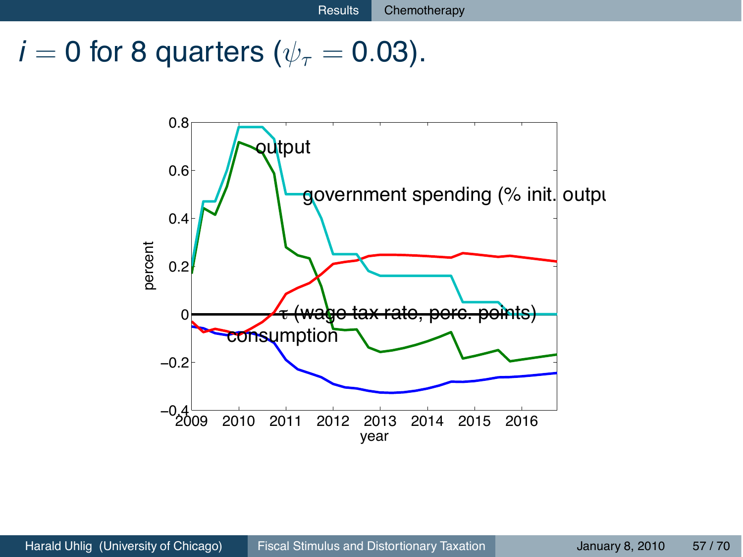# $i = 0$ for 8 quarters ($\psi_\tau = 0.03$).

percent

0.8

0.6

0.4

0.2

0

−0.2

−0.4

2009 2010 2011 2012 2013 2014 2015 2016

year

output

government spending (% init. outpu

$\tau$ (wage tax rate, perc. points)

consumption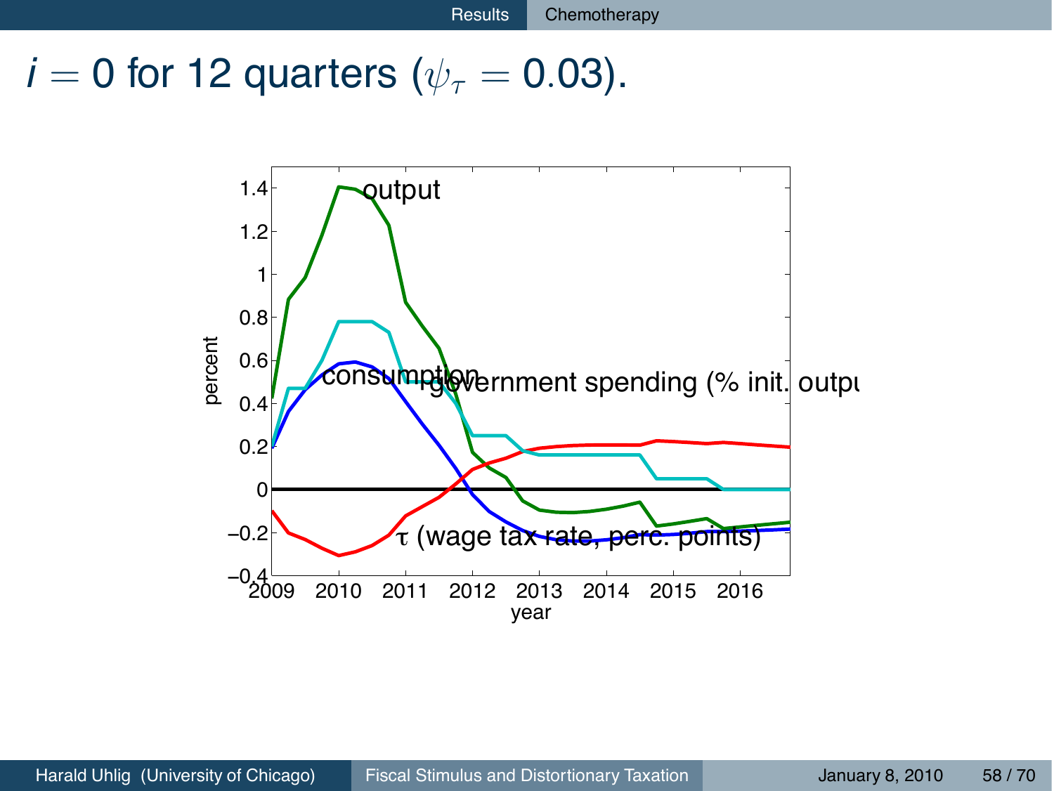# $i = 0$ for 12 quarters ($\psi_\tau = 0.03$).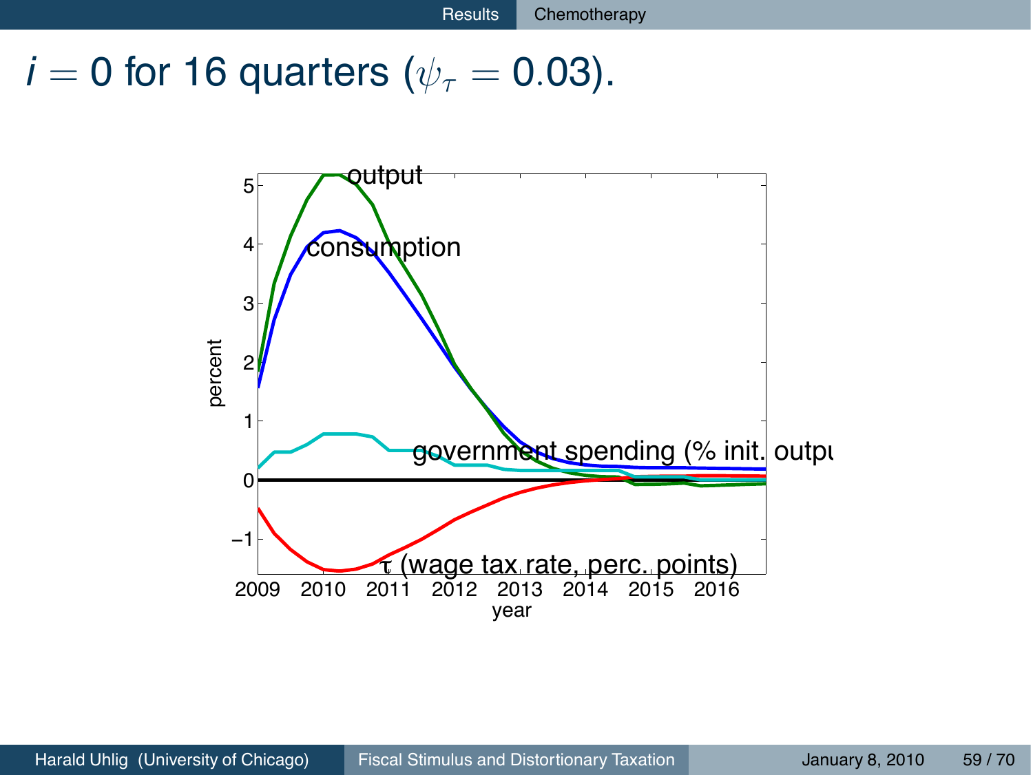# $i = 0$ for 16 quarters ($\psi_\tau = 0.03$).

output

consumption

government spending (% init. outpu

$\tau$ (wage tax rate, perc. points)

percent

year

2009 2010 2011 2012 2013 2014 2015 2016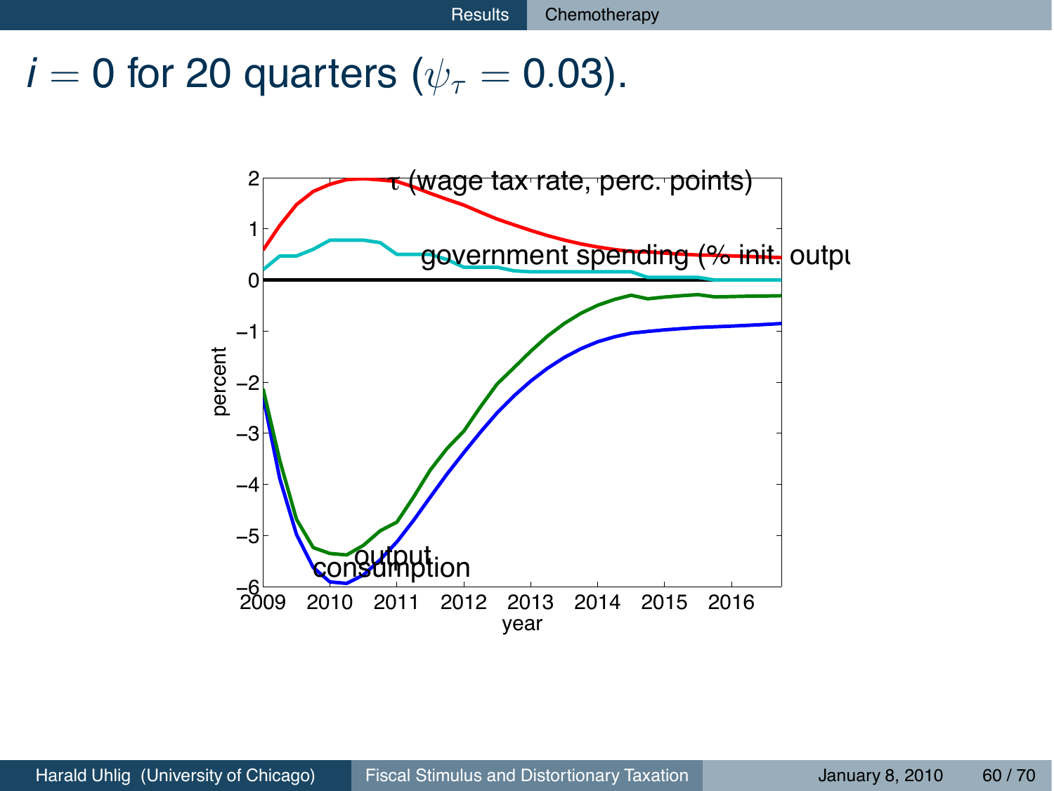# $i = 0$ for 20 quarters ($\psi_\tau = 0.03$).

$\tau$ (wage tax rate, perc. points)

government spending (% init. output)

output

consumption

percent

year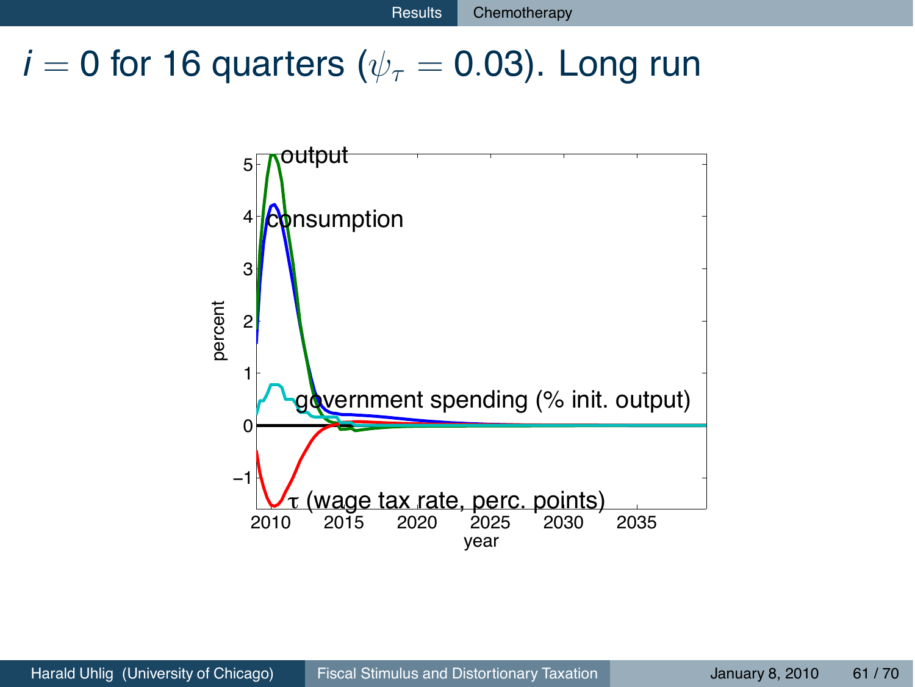# $i = 0$ for 16 quarters ($\psi_\tau = 0.03$). Long run

output

consumption

government spending (% init. output)

$\tau$ (wage tax rate, perc. points)

percent

year

5
4
3
2
1
0
−1

2010 2015 2020 2025 2030 2035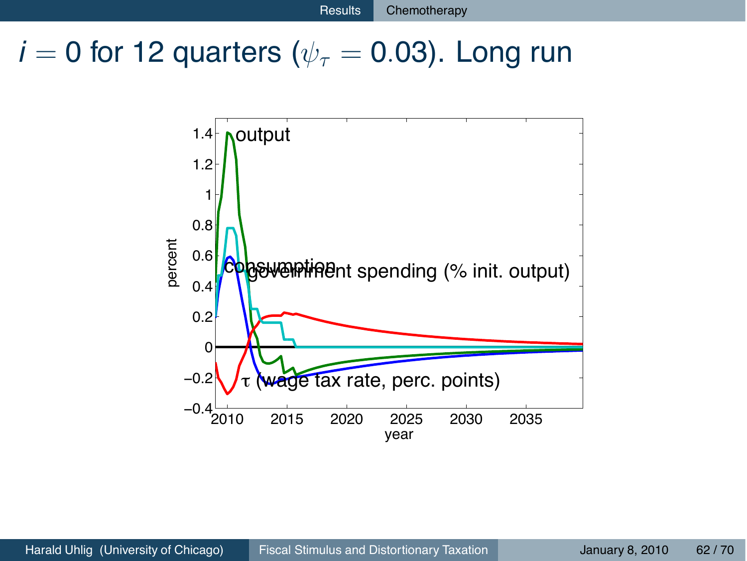# $i = 0$ for 12 quarters ($\psi_\tau = 0.03$). Long run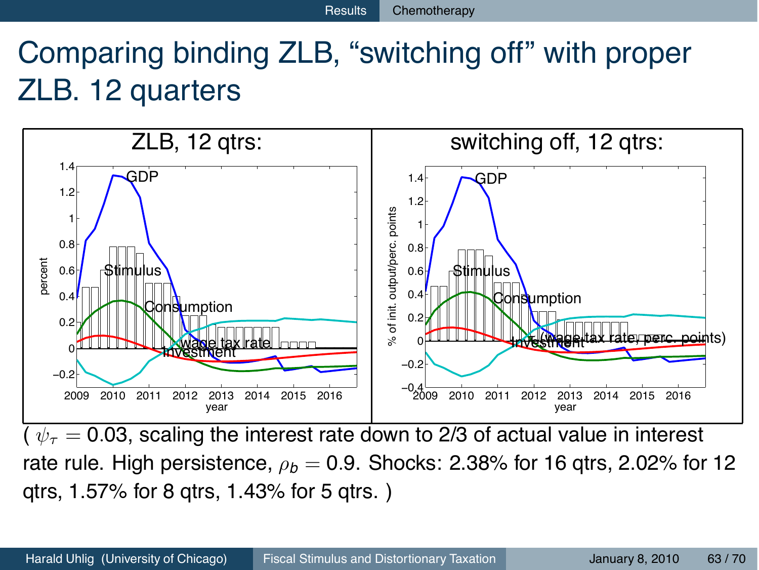# Comparing binding ZLB, "switching off" with proper ZLB. 12 quarters

( $\psi_\tau = 0.03$, scaling the interest rate down to 2/3 of actual value in interest rate rule. High persistence, $\rho_b = 0.9$. Shocks: 2.38% for 16 qtrs, 2.02% for 12 qtrs, 1.57% for 8 qtrs, 1.43% for 5 qtrs. )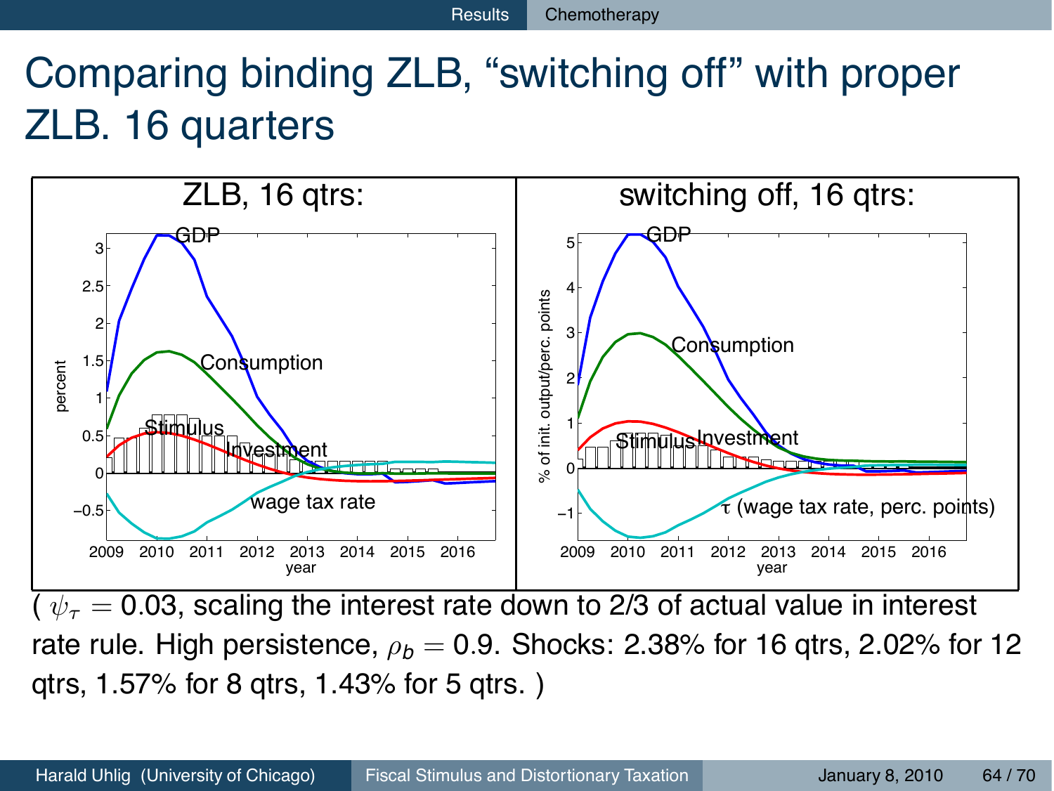# Comparing binding ZLB, "switching off" with proper ZLB. 16 quarters

ZLB, 16 qtrs:

switching off, 16 qtrs:

( $\psi_\tau = 0.03$, scaling the interest rate down to 2/3 of actual value in interest rate rule. High persistence, $\rho_b = 0.9$. Shocks: 2.38% for 16 qtrs, 2.02% for 12 qtrs, 1.57% for 8 qtrs, 1.43% for 5 qtrs. )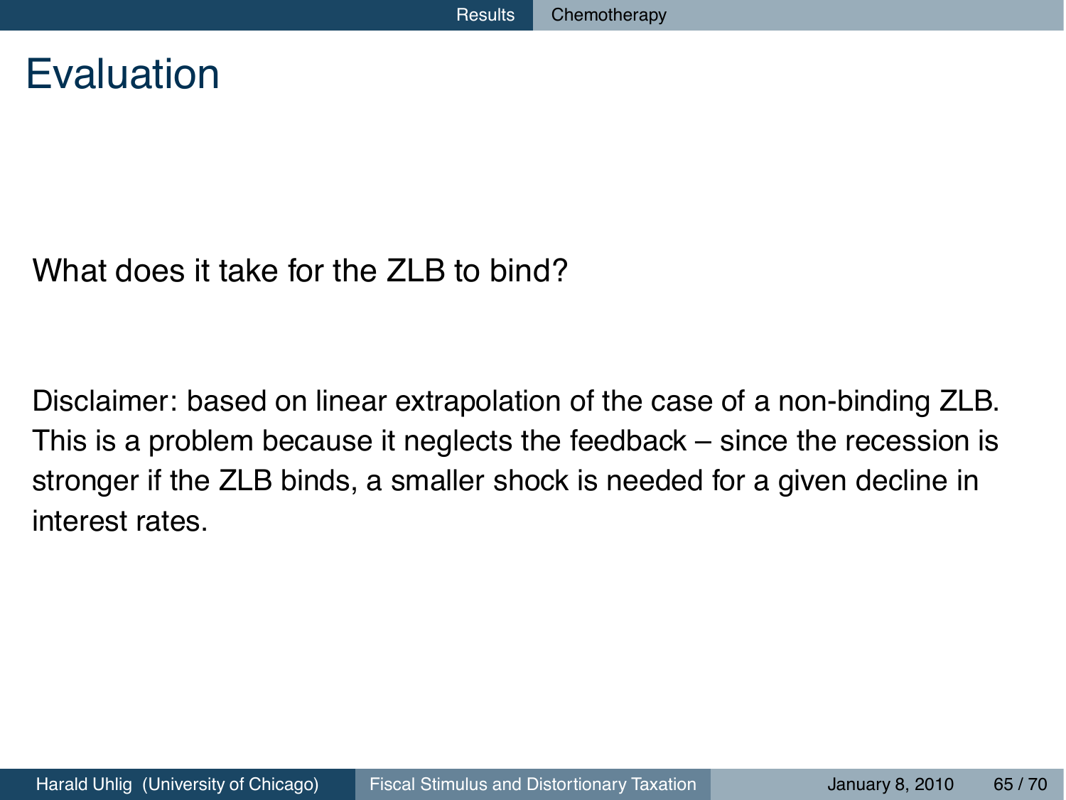# Evaluation

What does it take for the ZLB to bind?

Disclaimer: based on linear extrapolation of the case of a non-binding ZLB. This is a problem because it neglects the feedback – since the recession is stronger if the ZLB binds, a smaller shock is needed for a given decline in interest rates.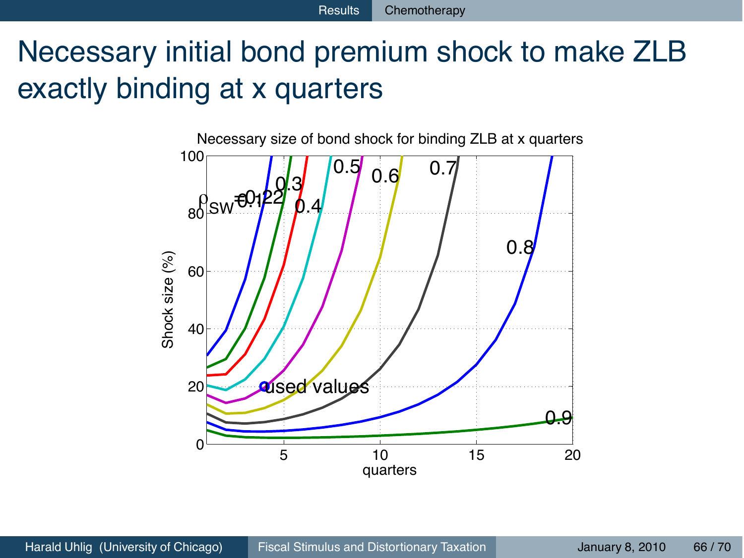# Necessary initial bond premium shock to make ZLB exactly binding at x quarters

Necessary size of bond shock for binding ZLB at x quarters

Shock size (%)

quarters

$\rho_{SW}$ = 0.12, 0.2, 0.3, 0.4, 0.5, 0.6, 0.7, 0.8, 0.9

used values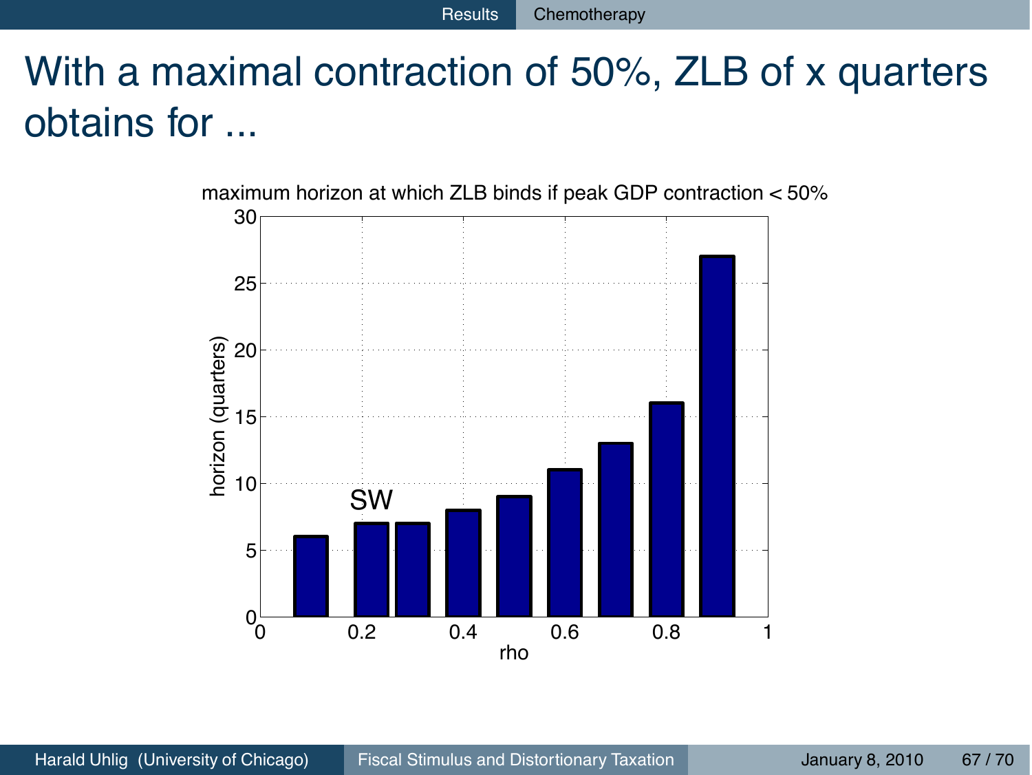# With a maximal contraction of 50%, ZLB of x quarters obtains for ...

maximum horizon at which ZLB binds if peak GDP contraction < 50%

| rho | horizon (quarters) |
|---|---|
| 0.1 | 6 |
| 0.2 (SW) | 7 |
| 0.3 | 7 |
| 0.4 | 8 |
| 0.5 | 9 |
| 0.6 | 11 |
| 0.7 | 13 |
| 0.8 | 16 |
| 0.9 | 27 |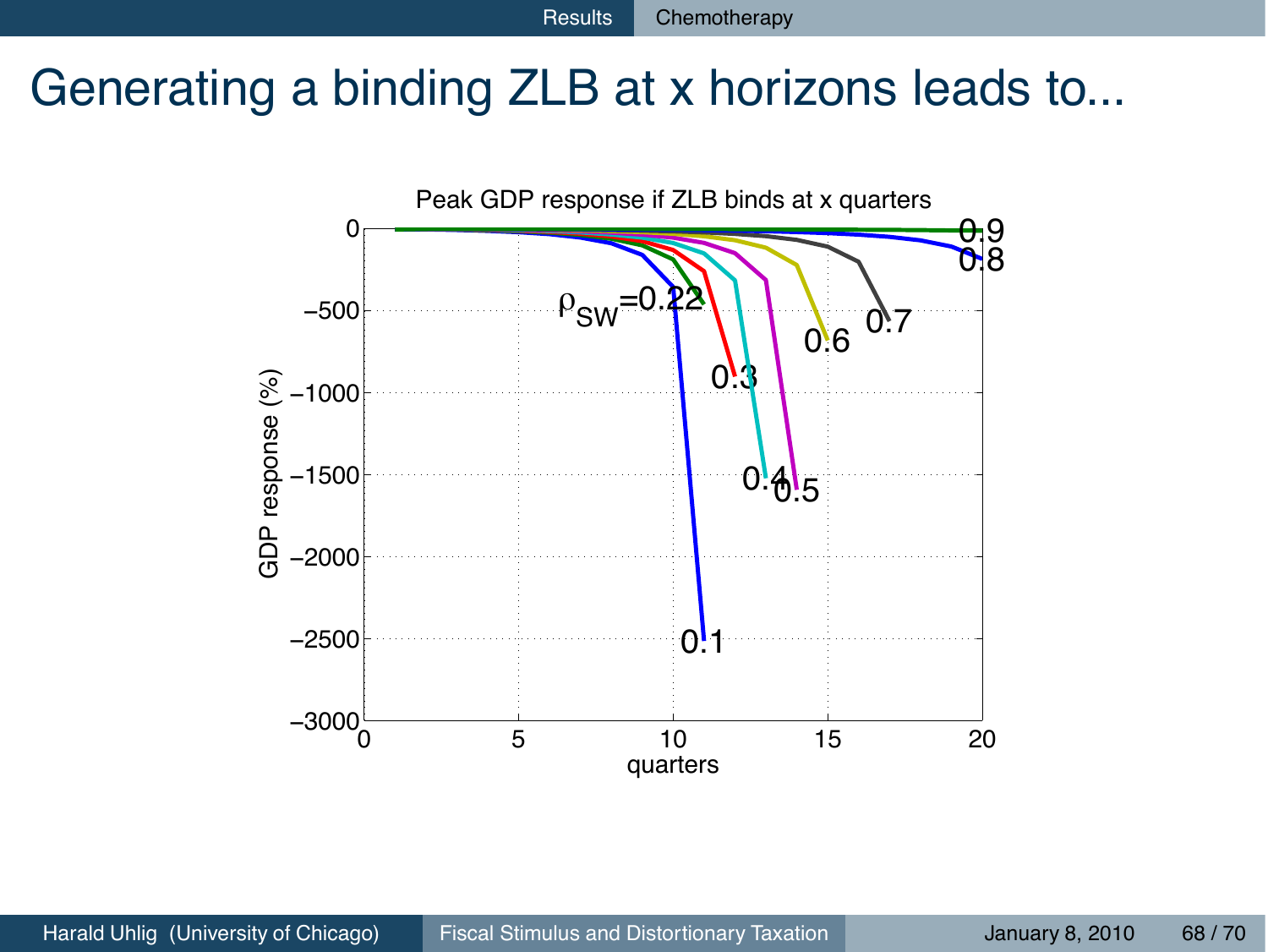# Generating a binding ZLB at x horizons leads to...

Peak GDP response if ZLB binds at x quarters

GDP response (%)

quarters

$\rho_{SW}$=0.22

0.1, 0.3, 0.4, 0.5, 0.6, 0.7, 0.8, 0.9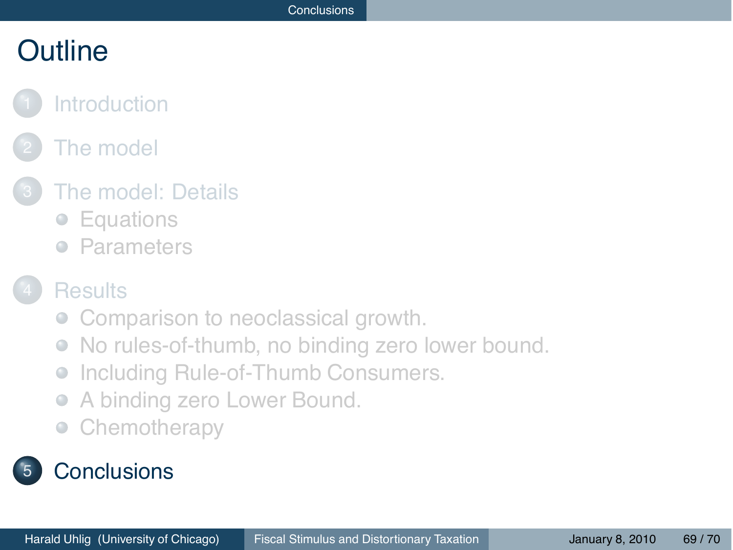# Outline

1. Introduction
2. The model
3. The model: Details
   - Equations
   - Parameters
4. Results
   - Comparison to neoclassical growth.
   - No rules-of-thumb, no binding zero lower bound.
   - Including Rule-of-Thumb Consumers.
   - A binding zero Lower Bound.
   - Chemotherapy
5. Conclusions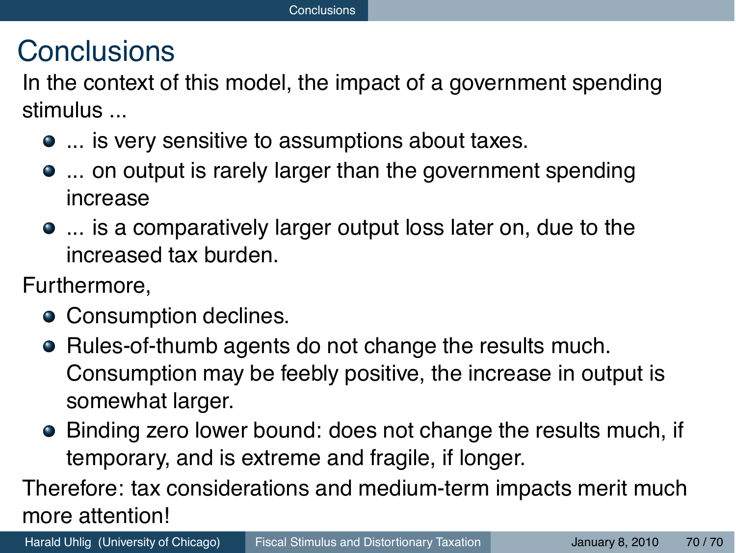# Conclusions

In the context of this model, the impact of a government spending stimulus ...

- ... is very sensitive to assumptions about taxes.
- ... on output is rarely larger than the government spending increase
- ... is a comparatively larger output loss later on, due to the increased tax burden.

Furthermore,

- Consumption declines.
- Rules-of-thumb agents do not change the results much. Consumption may be feebly positive, the increase in output is somewhat larger.
- Binding zero lower bound: does not change the results much, if temporary, and is extreme and fragile, if longer.

Therefore: tax considerations and medium-term impacts merit much more attention!